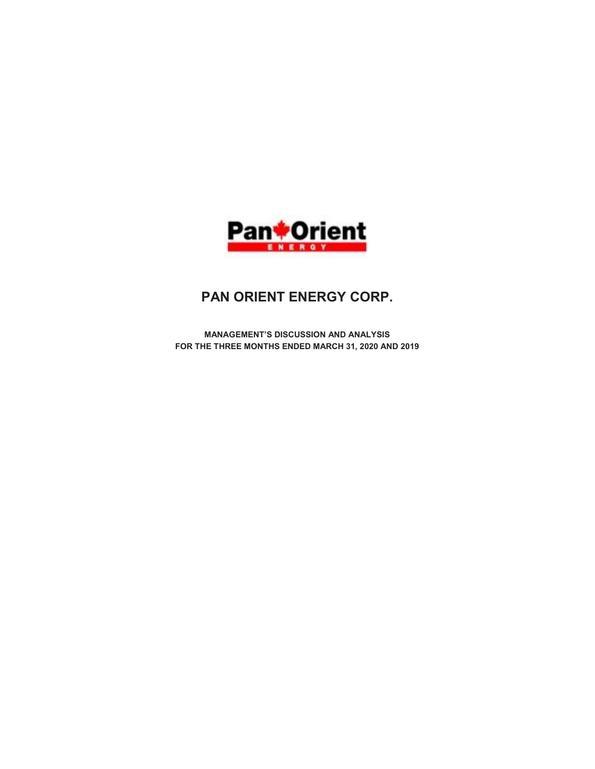# PAN ORIENT ENERGY CORP.

**MANAGEMENT'S DISCUSSION AND ANALYSIS**
**FOR THE THREE MONTHS ENDED MARCH 31, 2020 AND 2019**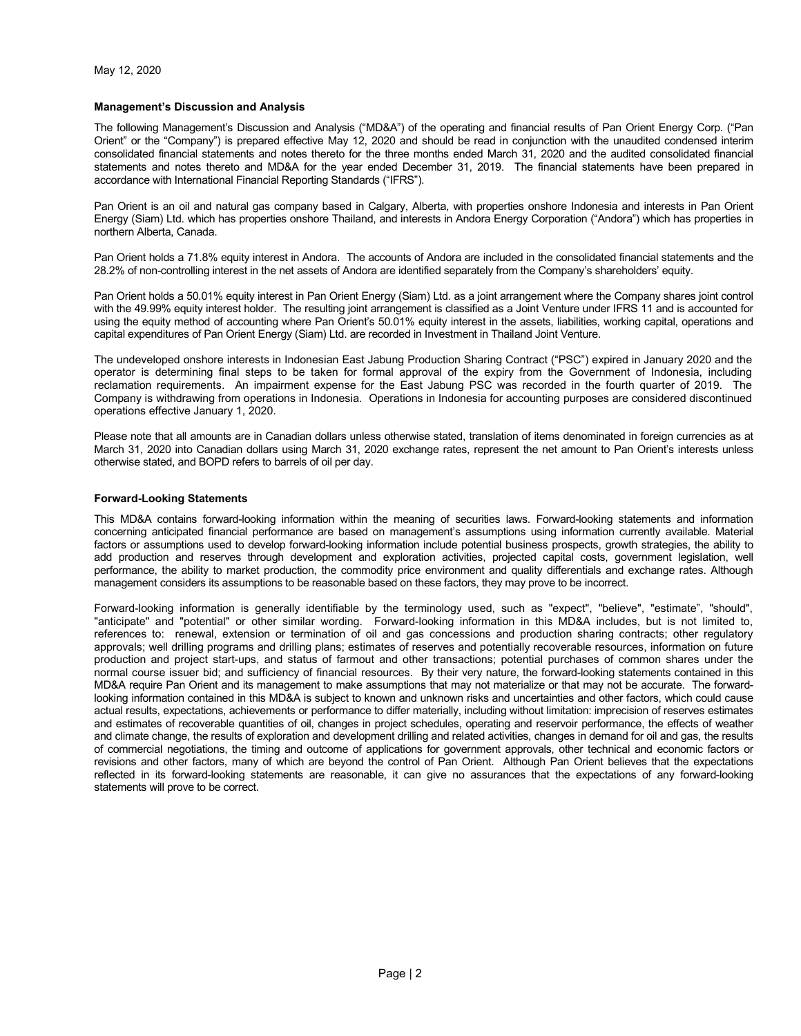May 12, 2020

**Management's Discussion and Analysis**

The following Management's Discussion and Analysis ("MD&A") of the operating and financial results of Pan Orient Energy Corp. ("Pan Orient" or the "Company") is prepared effective May 12, 2020 and should be read in conjunction with the unaudited condensed interim consolidated financial statements and notes thereto for the three months ended March 31, 2020 and the audited consolidated financial statements and notes thereto and MD&A for the year ended December 31, 2019. The financial statements have been prepared in accordance with International Financial Reporting Standards ("IFRS").

Pan Orient is an oil and natural gas company based in Calgary, Alberta, with properties onshore Indonesia and interests in Pan Orient Energy (Siam) Ltd. which has properties onshore Thailand, and interests in Andora Energy Corporation ("Andora") which has properties in northern Alberta, Canada.

Pan Orient holds a 71.8% equity interest in Andora. The accounts of Andora are included in the consolidated financial statements and the 28.2% of non-controlling interest in the net assets of Andora are identified separately from the Company's shareholders' equity.

Pan Orient holds a 50.01% equity interest in Pan Orient Energy (Siam) Ltd. as a joint arrangement where the Company shares joint control with the 49.99% equity interest holder. The resulting joint arrangement is classified as a Joint Venture under IFRS 11 and is accounted for using the equity method of accounting where Pan Orient's 50.01% equity interest in the assets, liabilities, working capital, operations and capital expenditures of Pan Orient Energy (Siam) Ltd. are recorded in Investment in Thailand Joint Venture.

The undeveloped onshore interests in Indonesian East Jabung Production Sharing Contract ("PSC") expired in January 2020 and the operator is determining final steps to be taken for formal approval of the expiry from the Government of Indonesia, including reclamation requirements. An impairment expense for the East Jabung PSC was recorded in the fourth quarter of 2019. The Company is withdrawing from operations in Indonesia. Operations in Indonesia for accounting purposes are considered discontinued operations effective January 1, 2020.

Please note that all amounts are in Canadian dollars unless otherwise stated, translation of items denominated in foreign currencies as at March 31, 2020 into Canadian dollars using March 31, 2020 exchange rates, represent the net amount to Pan Orient's interests unless otherwise stated, and BOPD refers to barrels of oil per day.

**Forward-Looking Statements**

This MD&A contains forward-looking information within the meaning of securities laws. Forward-looking statements and information concerning anticipated financial performance are based on management's assumptions using information currently available. Material factors or assumptions used to develop forward-looking information include potential business prospects, growth strategies, the ability to add production and reserves through development and exploration activities, projected capital costs, government legislation, well performance, the ability to market production, the commodity price environment and quality differentials and exchange rates. Although management considers its assumptions to be reasonable based on these factors, they may prove to be incorrect.

Forward-looking information is generally identifiable by the terminology used, such as "expect", "believe", "estimate", "should", "anticipate" and "potential" or other similar wording. Forward-looking information in this MD&A includes, but is not limited to, references to: renewal, extension or termination of oil and gas concessions and production sharing contracts; other regulatory approvals; well drilling programs and drilling plans; estimates of reserves and potentially recoverable resources, information on future production and project start-ups, and status of farmout and other transactions; potential purchases of common shares under the normal course issuer bid; and sufficiency of financial resources. By their very nature, the forward-looking statements contained in this MD&A require Pan Orient and its management to make assumptions that may not materialize or that may not be accurate. The forward-looking information contained in this MD&A is subject to known and unknown risks and uncertainties and other factors, which could cause actual results, expectations, achievements or performance to differ materially, including without limitation: imprecision of reserves estimates and estimates of recoverable quantities of oil, changes in project schedules, operating and reservoir performance, the effects of weather and climate change, the results of exploration and development drilling and related activities, changes in demand for oil and gas, the results of commercial negotiations, the timing and outcome of applications for government approvals, other technical and economic factors or revisions and other factors, many of which are beyond the control of Pan Orient. Although Pan Orient believes that the expectations reflected in its forward-looking statements are reasonable, it can give no assurances that the expectations of any forward-looking statements will prove to be correct.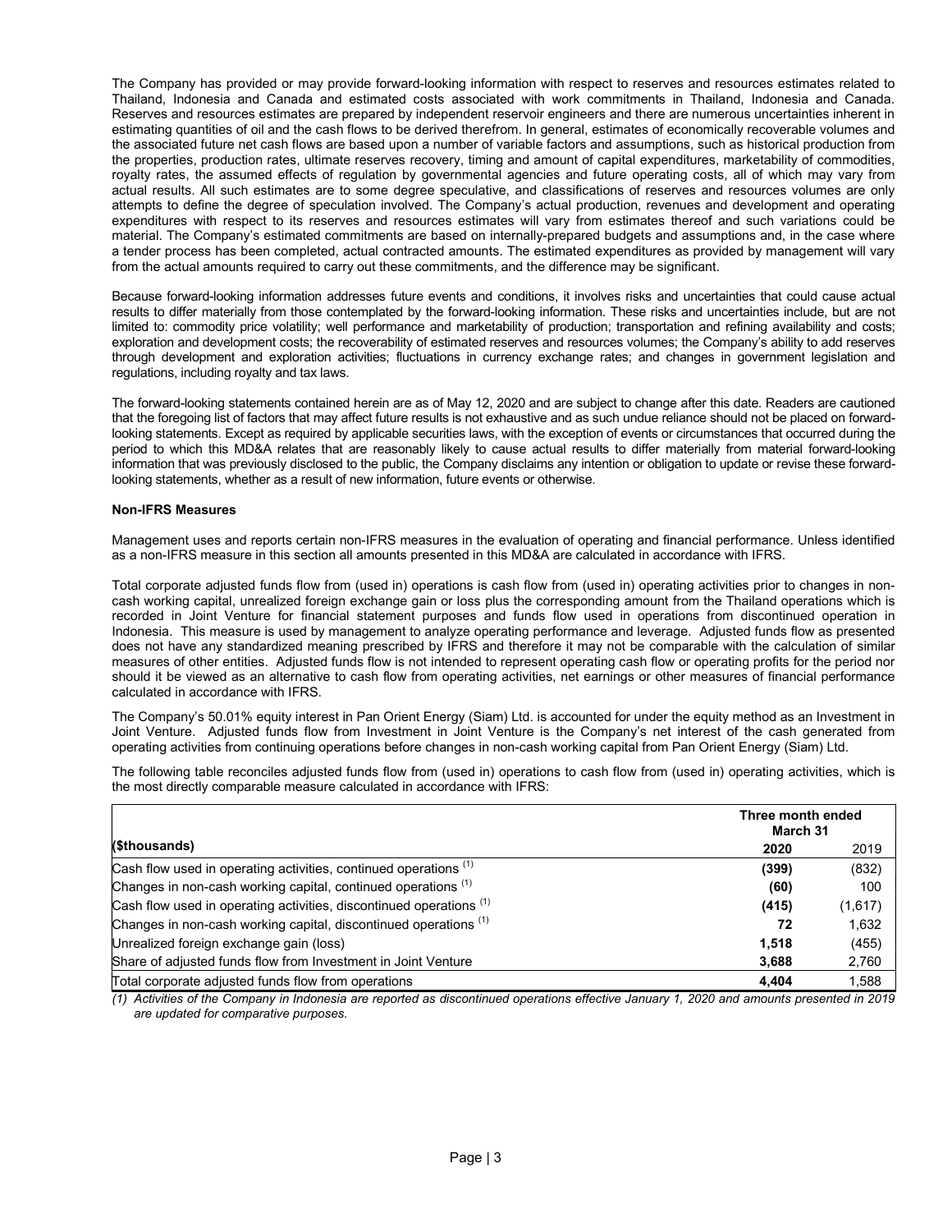The Company has provided or may provide forward-looking information with respect to reserves and resources estimates related to Thailand, Indonesia and Canada and estimated costs associated with work commitments in Thailand, Indonesia and Canada. Reserves and resources estimates are prepared by independent reservoir engineers and there are numerous uncertainties inherent in estimating quantities of oil and the cash flows to be derived therefrom. In general, estimates of economically recoverable volumes and the associated future net cash flows are based upon a number of variable factors and assumptions, such as historical production from the properties, production rates, ultimate reserves recovery, timing and amount of capital expenditures, marketability of commodities, royalty rates, the assumed effects of regulation by governmental agencies and future operating costs, all of which may vary from actual results. All such estimates are to some degree speculative, and classifications of reserves and resources volumes are only attempts to define the degree of speculation involved. The Company's actual production, revenues and development and operating expenditures with respect to its reserves and resources estimates will vary from estimates thereof and such variations could be material. The Company's estimated commitments are based on internally-prepared budgets and assumptions and, in the case where a tender process has been completed, actual contracted amounts. The estimated expenditures as provided by management will vary from the actual amounts required to carry out these commitments, and the difference may be significant.

Because forward-looking information addresses future events and conditions, it involves risks and uncertainties that could cause actual results to differ materially from those contemplated by the forward-looking information. These risks and uncertainties include, but are not limited to: commodity price volatility; well performance and marketability of production; transportation and refining availability and costs; exploration and development costs; the recoverability of estimated reserves and resources volumes; the Company's ability to add reserves through development and exploration activities; fluctuations in currency exchange rates; and changes in government legislation and regulations, including royalty and tax laws.

The forward-looking statements contained herein are as of May 12, 2020 and are subject to change after this date. Readers are cautioned that the foregoing list of factors that may affect future results is not exhaustive and as such undue reliance should not be placed on forward-looking statements. Except as required by applicable securities laws, with the exception of events or circumstances that occurred during the period to which this MD&A relates that are reasonably likely to cause actual results to differ materially from material forward-looking information that was previously disclosed to the public, the Company disclaims any intention or obligation to update or revise these forward-looking statements, whether as a result of new information, future events or otherwise.

**Non-IFRS Measures**

Management uses and reports certain non-IFRS measures in the evaluation of operating and financial performance. Unless identified as a non-IFRS measure in this section all amounts presented in this MD&A are calculated in accordance with IFRS.

Total corporate adjusted funds flow from (used in) operations is cash flow from (used in) operating activities prior to changes in non-cash working capital, unrealized foreign exchange gain or loss plus the corresponding amount from the Thailand operations which is recorded in Joint Venture for financial statement purposes and funds flow used in operations from discontinued operation in Indonesia. This measure is used by management to analyze operating performance and leverage. Adjusted funds flow as presented does not have any standardized meaning prescribed by IFRS and therefore it may not be comparable with the calculation of similar measures of other entities. Adjusted funds flow is not intended to represent operating cash flow or operating profits for the period nor should it be viewed as an alternative to cash flow from operating activities, net earnings or other measures of financial performance calculated in accordance with IFRS.

The Company's 50.01% equity interest in Pan Orient Energy (Siam) Ltd. is accounted for under the equity method as an Investment in Joint Venture. Adjusted funds flow from Investment in Joint Venture is the Company's net interest of the cash generated from operating activities from continuing operations before changes in non-cash working capital from Pan Orient Energy (Siam) Ltd.

The following table reconciles adjusted funds flow from (used in) operations to cash flow from (used in) operating activities, which is the most directly comparable measure calculated in accordance with IFRS:

| | **Three month ended March 31** | |
|---|---|---|
| **($thousands)** | **2020** | 2019 |
| Cash flow used in operating activities, continued operations [1] | **(399)** | (832) |
| Changes in non-cash working capital, continued operations [1] | **(60)** | 100 |
| Cash flow used in operating activities, discontinued operations [1] | **(415)** | (1,617) |
| Changes in non-cash working capital, discontinued operations [1] | **72** | 1,632 |
| Unrealized foreign exchange gain (loss) | **1,518** | (455) |
| Share of adjusted funds flow from Investment in Joint Venture | **3,688** | 2,760 |
| Total corporate adjusted funds flow from operations | **4,404** | 1,588 |

*(1) Activities of the Company in Indonesia are reported as discontinued operations effective January 1, 2020 and amounts presented in 2019 are updated for comparative purposes.*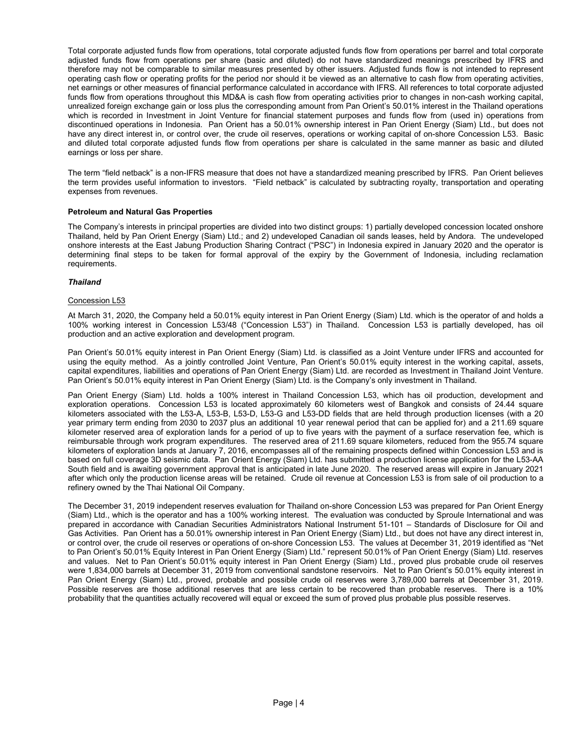Total corporate adjusted funds flow from operations, total corporate adjusted funds flow from operations per barrel and total corporate adjusted funds flow from operations per share (basic and diluted) do not have standardized meanings prescribed by IFRS and therefore may not be comparable to similar measures presented by other issuers. Adjusted funds flow is not intended to represent operating cash flow or operating profits for the period nor should it be viewed as an alternative to cash flow from operating activities, net earnings or other measures of financial performance calculated in accordance with IFRS. All references to total corporate adjusted funds flow from operations throughout this MD&A is cash flow from operating activities prior to changes in non-cash working capital, unrealized foreign exchange gain or loss plus the corresponding amount from Pan Orient's 50.01% interest in the Thailand operations which is recorded in Investment in Joint Venture for financial statement purposes and funds flow from (used in) operations from discontinued operations in Indonesia. Pan Orient has a 50.01% ownership interest in Pan Orient Energy (Siam) Ltd., but does not have any direct interest in, or control over, the crude oil reserves, operations or working capital of on-shore Concession L53. Basic and diluted total corporate adjusted funds flow from operations per share is calculated in the same manner as basic and diluted earnings or loss per share.

The term "field netback" is a non-IFRS measure that does not have a standardized meaning prescribed by IFRS. Pan Orient believes the term provides useful information to investors. "Field netback" is calculated by subtracting royalty, transportation and operating expenses from revenues.

**Petroleum and Natural Gas Properties**

The Company's interests in principal properties are divided into two distinct groups: 1) partially developed concession located onshore Thailand, held by Pan Orient Energy (Siam) Ltd.; and 2) undeveloped Canadian oil sands leases, held by Andora. The undeveloped onshore interests at the East Jabung Production Sharing Contract ("PSC") in Indonesia expired in January 2020 and the operator is determining final steps to be taken for formal approval of the expiry by the Government of Indonesia, including reclamation requirements.

***Thailand***

Concession L53

At March 31, 2020, the Company held a 50.01% equity interest in Pan Orient Energy (Siam) Ltd. which is the operator of and holds a 100% working interest in Concession L53/48 ("Concession L53") in Thailand. Concession L53 is partially developed, has oil production and an active exploration and development program.

Pan Orient's 50.01% equity interest in Pan Orient Energy (Siam) Ltd. is classified as a Joint Venture under IFRS and accounted for using the equity method. As a jointly controlled Joint Venture, Pan Orient's 50.01% equity interest in the working capital, assets, capital expenditures, liabilities and operations of Pan Orient Energy (Siam) Ltd. are recorded as Investment in Thailand Joint Venture. Pan Orient's 50.01% equity interest in Pan Orient Energy (Siam) Ltd. is the Company's only investment in Thailand.

Pan Orient Energy (Siam) Ltd. holds a 100% interest in Thailand Concession L53, which has oil production, development and exploration operations. Concession L53 is located approximately 60 kilometers west of Bangkok and consists of 24.44 square kilometers associated with the L53-A, L53-B, L53-D, L53-G and L53-DD fields that are held through production licenses (with a 20 year primary term ending from 2030 to 2037 plus an additional 10 year renewal period that can be applied for) and a 211.69 square kilometer reserved area of exploration lands for a period of up to five years with the payment of a surface reservation fee, which is reimbursable through work program expenditures. The reserved area of 211.69 square kilometers, reduced from the 955.74 square kilometers of exploration lands at January 7, 2016, encompasses all of the remaining prospects defined within Concession L53 and is based on full coverage 3D seismic data. Pan Orient Energy (Siam) Ltd. has submitted a production license application for the L53-AA South field and is awaiting government approval that is anticipated in late June 2020. The reserved areas will expire in January 2021 after which only the production license areas will be retained. Crude oil revenue at Concession L53 is from sale of oil production to a refinery owned by the Thai National Oil Company.

The December 31, 2019 independent reserves evaluation for Thailand on-shore Concession L53 was prepared for Pan Orient Energy (Siam) Ltd., which is the operator and has a 100% working interest. The evaluation was conducted by Sproule International and was prepared in accordance with Canadian Securities Administrators National Instrument 51-101 – Standards of Disclosure for Oil and Gas Activities. Pan Orient has a 50.01% ownership interest in Pan Orient Energy (Siam) Ltd., but does not have any direct interest in, or control over, the crude oil reserves or operations of on-shore Concession L53. The values at December 31, 2019 identified as "Net to Pan Orient's 50.01% Equity Interest in Pan Orient Energy (Siam) Ltd." represent 50.01% of Pan Orient Energy (Siam) Ltd. reserves and values. Net to Pan Orient's 50.01% equity interest in Pan Orient Energy (Siam) Ltd., proved plus probable crude oil reserves were 1,834,000 barrels at December 31, 2019 from conventional sandstone reservoirs. Net to Pan Orient's 50.01% equity interest in Pan Orient Energy (Siam) Ltd., proved, probable and possible crude oil reserves were 3,789,000 barrels at December 31, 2019. Possible reserves are those additional reserves that are less certain to be recovered than probable reserves. There is a 10% probability that the quantities actually recovered will equal or exceed the sum of proved plus probable plus possible reserves.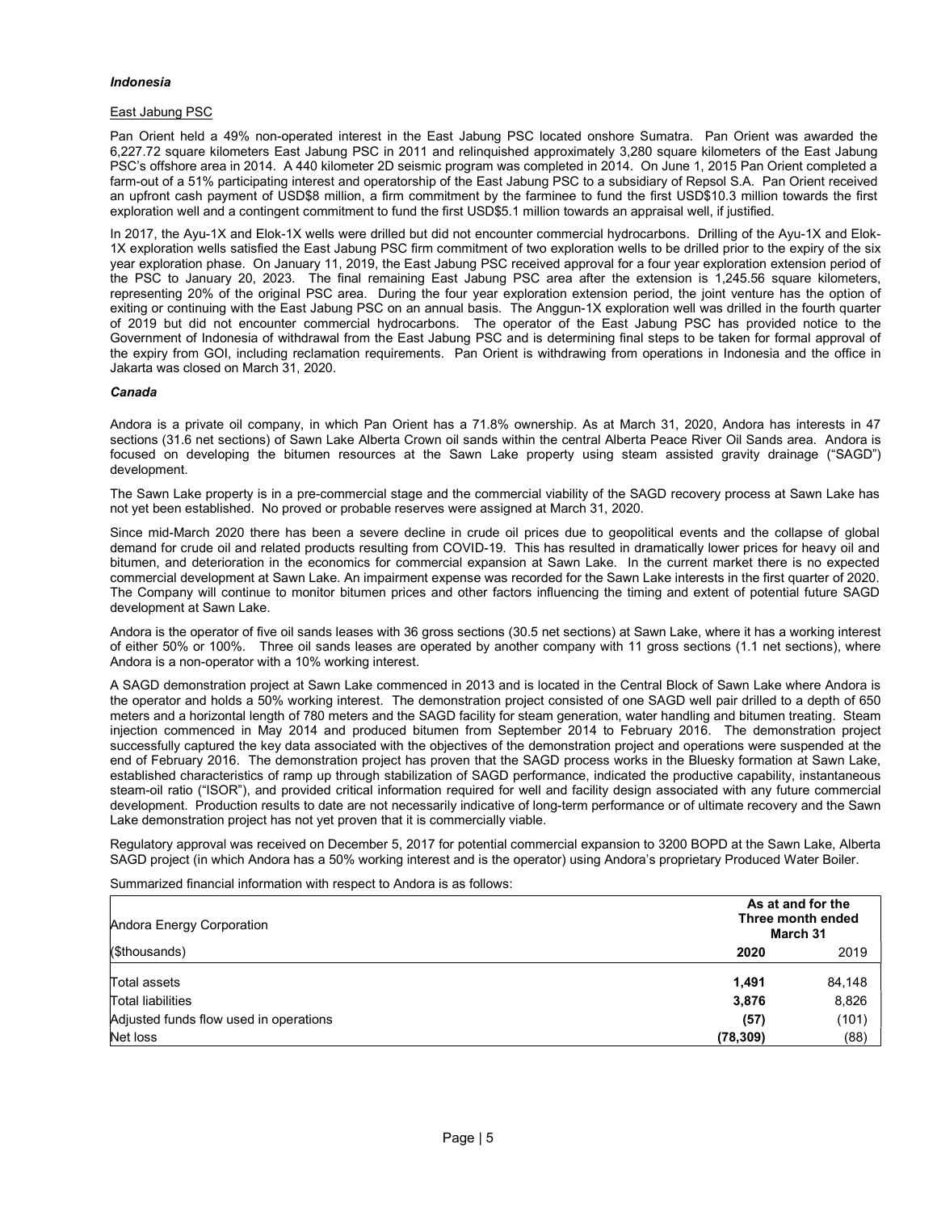### *Indonesia*

East Jabung PSC

Pan Orient held a 49% non-operated interest in the East Jabung PSC located onshore Sumatra. Pan Orient was awarded the 6,227.72 square kilometers East Jabung PSC in 2011 and relinquished approximately 3,280 square kilometers of the East Jabung PSC's offshore area in 2014. A 440 kilometer 2D seismic program was completed in 2014. On June 1, 2015 Pan Orient completed a farm-out of a 51% participating interest and operatorship of the East Jabung PSC to a subsidiary of Repsol S.A. Pan Orient received an upfront cash payment of USD$8 million, a firm commitment by the farminee to fund the first USD$10.3 million towards the first exploration well and a contingent commitment to fund the first USD$5.1 million towards an appraisal well, if justified.

In 2017, the Ayu-1X and Elok-1X wells were drilled but did not encounter commercial hydrocarbons. Drilling of the Ayu-1X and Elok-1X exploration wells satisfied the East Jabung PSC firm commitment of two exploration wells to be drilled prior to the expiry of the six year exploration phase. On January 11, 2019, the East Jabung PSC received approval for a four year exploration extension period of the PSC to January 20, 2023. The final remaining East Jabung PSC area after the extension is 1,245.56 square kilometers, representing 20% of the original PSC area. During the four year exploration extension period, the joint venture has the option of exiting or continuing with the East Jabung PSC on an annual basis. The Anggun-1X exploration well was drilled in the fourth quarter of 2019 but did not encounter commercial hydrocarbons. The operator of the East Jabung PSC has provided notice to the Government of Indonesia of withdrawal from the East Jabung PSC and is determining final steps to be taken for formal approval of the expiry from GOI, including reclamation requirements. Pan Orient is withdrawing from operations in Indonesia and the office in Jakarta was closed on March 31, 2020.

### *Canada*

Andora is a private oil company, in which Pan Orient has a 71.8% ownership. As at March 31, 2020, Andora has interests in 47 sections (31.6 net sections) of Sawn Lake Alberta Crown oil sands within the central Alberta Peace River Oil Sands area. Andora is focused on developing the bitumen resources at the Sawn Lake property using steam assisted gravity drainage ("SAGD") development.

The Sawn Lake property is in a pre-commercial stage and the commercial viability of the SAGD recovery process at Sawn Lake has not yet been established. No proved or probable reserves were assigned at March 31, 2020.

Since mid-March 2020 there has been a severe decline in crude oil prices due to geopolitical events and the collapse of global demand for crude oil and related products resulting from COVID-19. This has resulted in dramatically lower prices for heavy oil and bitumen, and deterioration in the economics for commercial expansion at Sawn Lake. In the current market there is no expected commercial development at Sawn Lake. An impairment expense was recorded for the Sawn Lake interests in the first quarter of 2020. The Company will continue to monitor bitumen prices and other factors influencing the timing and extent of potential future SAGD development at Sawn Lake.

Andora is the operator of five oil sands leases with 36 gross sections (30.5 net sections) at Sawn Lake, where it has a working interest of either 50% or 100%. Three oil sands leases are operated by another company with 11 gross sections (1.1 net sections), where Andora is a non-operator with a 10% working interest.

A SAGD demonstration project at Sawn Lake commenced in 2013 and is located in the Central Block of Sawn Lake where Andora is the operator and holds a 50% working interest. The demonstration project consisted of one SAGD well pair drilled to a depth of 650 meters and a horizontal length of 780 meters and the SAGD facility for steam generation, water handling and bitumen treating. Steam injection commenced in May 2014 and produced bitumen from September 2014 to February 2016. The demonstration project successfully captured the key data associated with the objectives of the demonstration project and operations were suspended at the end of February 2016. The demonstration project has proven that the SAGD process works in the Bluesky formation at Sawn Lake, established characteristics of ramp up through stabilization of SAGD performance, indicated the productive capability, instantaneous steam-oil ratio ("ISOR"), and provided critical information required for well and facility design associated with any future commercial development. Production results to date are not necessarily indicative of long-term performance or of ultimate recovery and the Sawn Lake demonstration project has not yet proven that it is commercially viable.

Regulatory approval was received on December 5, 2017 for potential commercial expansion to 3200 BOPD at the Sawn Lake, Alberta SAGD project (in which Andora has a 50% working interest and is the operator) using Andora's proprietary Produced Water Boiler.

Summarized financial information with respect to Andora is as follows:

| Andora Energy Corporation | As at and for the Three month ended March 31 | |
|---|---|---|
| ($thousands) | **2020** | 2019 |
| Total assets | **1,491** | 84,148 |
| Total liabilities | **3,876** | 8,826 |
| Adjusted funds flow used in operations | **(57)** | (101) |
| Net loss | **(78,309)** | (88) |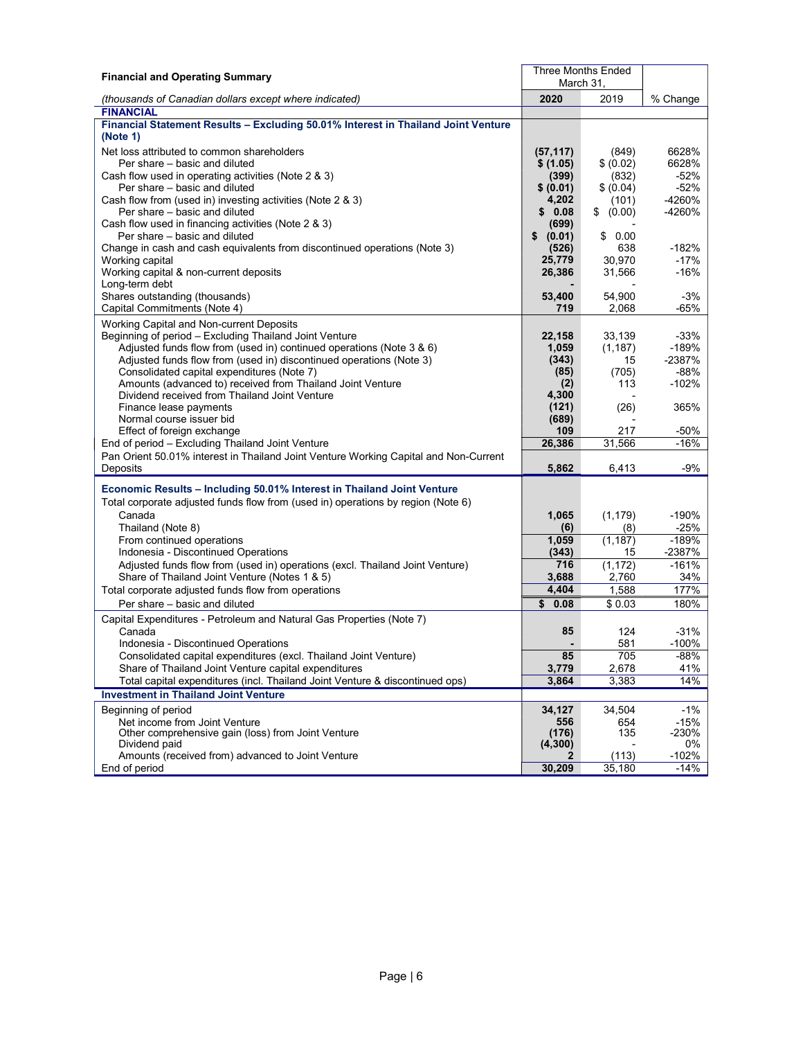| Financial and Operating Summary | Three Months Ended March 31, | | |
|---|---|---|---|
| *(thousands of Canadian dollars except where indicated)* | **2020** | 2019 | % Change |
| **FINANCIAL** | | | |
| **Financial Statement Results – Excluding 50.01% Interest in Thailand Joint Venture (Note 1)** | | | |
| Net loss attributed to common shareholders | **(57,117)** | (849) | 6628% |
| Per share – basic and diluted | **$ (1.05)** | $ (0.02) | 6628% |
| Cash flow used in operating activities (Note 2 & 3) | **(399)** | (832) | -52% |
| Per share – basic and diluted | **$ (0.01)** | $ (0.04) | -52% |
| Cash flow from (used in) investing activities (Note 2 & 3) | **4,202** | (101) | -4260% |
| Per share – basic and diluted | **$ 0.08** | $ (0.00) | -4260% |
| Cash flow used in financing activities (Note 2 & 3) | **(699)** | - | |
| Per share – basic and diluted | **$ (0.01)** | $ 0.00 | |
| Change in cash and cash equivalents from discontinued operations (Note 3) | **(526)** | 638 | -182% |
| Working capital | **25,779** | 30,970 | -17% |
| Working capital & non-current deposits | **26,386** | 31,566 | -16% |
| Long-term debt | **-** | - | |
| Shares outstanding (thousands) | **53,400** | 54,900 | -3% |
| Capital Commitments (Note 4) | **719** | 2,068 | -65% |
| Working Capital and Non-current Deposits | | | |
| Beginning of period – Excluding Thailand Joint Venture | **22,158** | 33,139 | -33% |
| Adjusted funds flow from (used in) continued operations (Note 3 & 6) | **1,059** | (1,187) | -189% |
| Adjusted funds flow from (used in) discontinued operations (Note 3) | **(343)** | 15 | -2387% |
| Consolidated capital expenditures (Note 7) | **(85)** | (705) | -88% |
| Amounts (advanced to) received from Thailand Joint Venture | **(2)** | 113 | -102% |
| Dividend received from Thailand Joint Venture | **4,300** | - | |
| Finance lease payments | **(121)** | (26) | 365% |
| Normal course issuer bid | **(689)** | - | |
| Effect of foreign exchange | **109** | 217 | -50% |
| End of period – Excluding Thailand Joint Venture | **26,386** | 31,566 | -16% |
| Pan Orient 50.01% interest in Thailand Joint Venture Working Capital and Non-Current Deposits | **5,862** | 6,413 | -9% |
| **Economic Results – Including 50.01% Interest in Thailand Joint Venture** | | | |
| Total corporate adjusted funds flow from (used in) operations by region (Note 6) | | | |
| Canada | **1,065** | (1,179) | -190% |
| Thailand (Note 8) | **(6)** | (8) | -25% |
| From continued operations | **1,059** | (1,187) | -189% |
| Indonesia - Discontinued Operations | **(343)** | 15 | -2387% |
| Adjusted funds flow from (used in) operations (excl. Thailand Joint Venture) | **716** | (1,172) | -161% |
| Share of Thailand Joint Venture (Notes 1 & 5) | **3,688** | 2,760 | 34% |
| Total corporate adjusted funds flow from operations | **4,404** | 1,588 | 177% |
| Per share – basic and diluted | **$ 0.08** | $ 0.03 | 180% |
| Capital Expenditures - Petroleum and Natural Gas Properties (Note 7) | | | |
| Canada | **85** | 124 | -31% |
| Indonesia - Discontinued Operations | **-** | 581 | -100% |
| Consolidated capital expenditures (excl. Thailand Joint Venture) | **85** | 705 | -88% |
| Share of Thailand Joint Venture capital expenditures | **3,779** | 2,678 | 41% |
| Total capital expenditures (incl. Thailand Joint Venture & discontinued ops) | **3,864** | 3,383 | 14% |
| **Investment in Thailand Joint Venture** | | | |
| Beginning of period | **34,127** | 34,504 | -1% |
| Net income from Joint Venture | **556** | 654 | -15% |
| Other comprehensive gain (loss) from Joint Venture | **(176)** | 135 | -230% |
| Dividend paid | **(4,300)** | - | 0% |
| Amounts (received from) advanced to Joint Venture | **2** | (113) | -102% |
| End of period | **30,209** | 35,180 | -14% |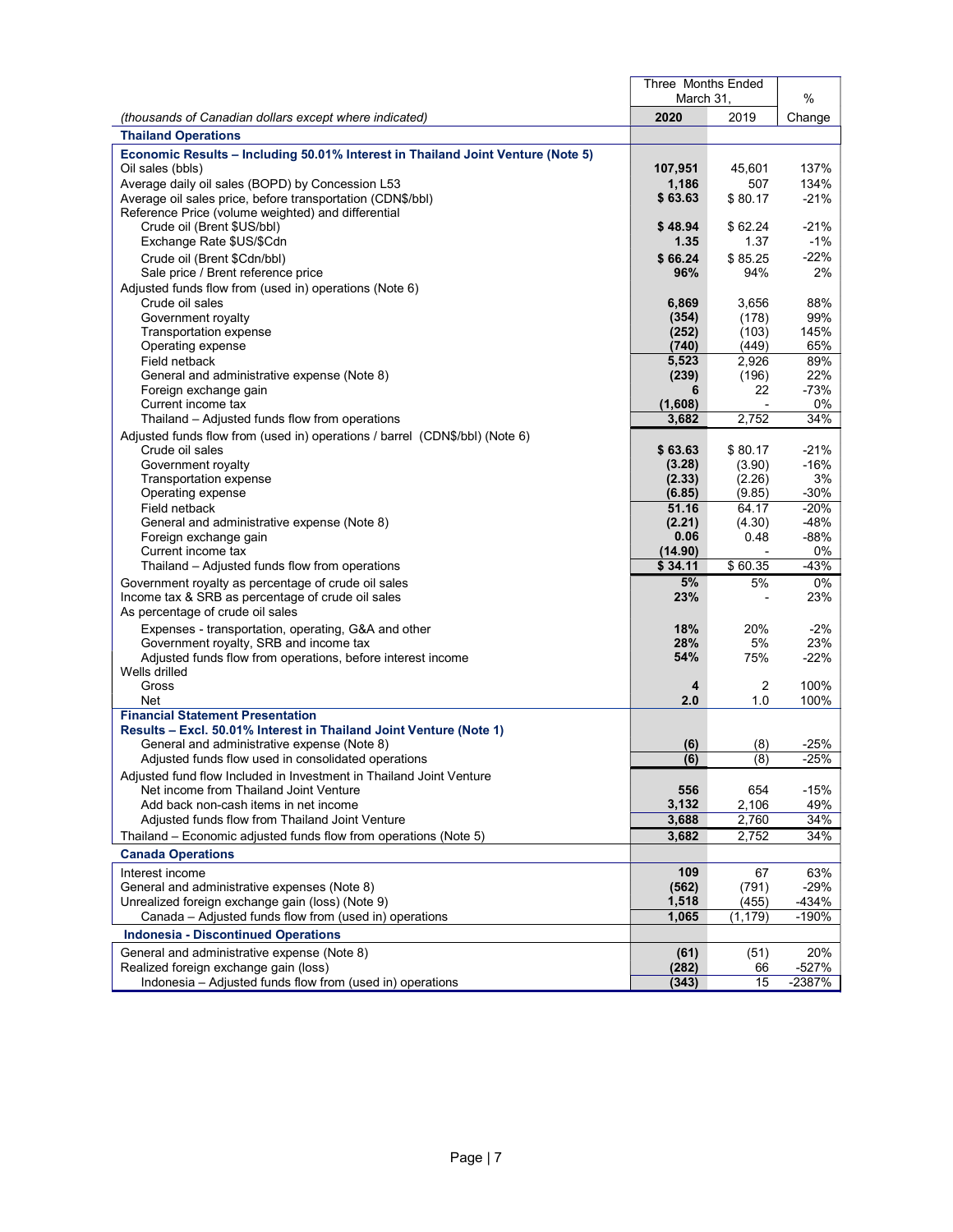| (thousands of Canadian dollars except where indicated) | Three Months Ended March 31, 2020 | 2019 | % Change |
|---|---|---|---|
| **Thailand Operations** | | | |
| **Economic Results – Including 50.01% Interest in Thailand Joint Venture (Note 5)** | | | |
| Oil sales (bbls) | **107,951** | 45,601 | 137% |
| Average daily oil sales (BOPD) by Concession L53 | **1,186** | 507 | 134% |
| Average oil sales price, before transportation (CDN$/bbl) | **$ 63.63** | $ 80.17 | -21% |
| Reference Price (volume weighted) and differential | | | |
| Crude oil (Brent $US/bbl) | **$ 48.94** | $ 62.24 | -21% |
| Exchange Rate $US/$Cdn | **1.35** | 1.37 | -1% |
| Crude oil (Brent $Cdn/bbl) | **$ 66.24** | $ 85.25 | -22% |
| Sale price / Brent reference price | **96%** | 94% | 2% |
| Adjusted funds flow from (used in) operations (Note 6) | | | |
| Crude oil sales | **6,869** | 3,656 | 88% |
| Government royalty | **(354)** | (178) | 99% |
| Transportation expense | **(252)** | (103) | 145% |
| Operating expense | **(740)** | (449) | 65% |
| Field netback | **5,523** | 2,926 | 89% |
| General and administrative expense (Note 8) | **(239)** | (196) | 22% |
| Foreign exchange gain | **6** | 22 | -73% |
| Current income tax | **(1,608)** | - | 0% |
| Thailand – Adjusted funds flow from operations | **3,682** | 2,752 | 34% |
| Adjusted funds flow from (used in) operations / barrel (CDN$/bbl) (Note 6) | | | |
| Crude oil sales | **$ 63.63** | $ 80.17 | -21% |
| Government royalty | **(3.28)** | (3.90) | -16% |
| Transportation expense | **(2.33)** | (2.26) | 3% |
| Operating expense | **(6.85)** | (9.85) | -30% |
| Field netback | **51.16** | 64.17 | -20% |
| General and administrative expense (Note 8) | **(2.21)** | (4.30) | -48% |
| Foreign exchange gain | **0.06** | 0.48 | -88% |
| Current income tax | **(14.90)** | - | 0% |
| Thailand – Adjusted funds flow from operations | **$ 34.11** | $ 60.35 | -43% |
| Government royalty as percentage of crude oil sales | **5%** | 5% | 0% |
| Income tax & SRB as percentage of crude oil sales | **23%** | - | 23% |
| As percentage of crude oil sales | | | |
| Expenses - transportation, operating, G&A and other | **18%** | 20% | -2% |
| Government royalty, SRB and income tax | **28%** | 5% | 23% |
| Adjusted funds flow from operations, before interest income | **54%** | 75% | -22% |
| Wells drilled | | | |
| Gross | **4** | 2 | 100% |
| Net | **2.0** | 1.0 | 100% |
| **Financial Statement Presentation** | | | |
| **Results – Excl. 50.01% Interest in Thailand Joint Venture (Note 1)** | | | |
| General and administrative expense (Note 8) | **(6)** | (8) | -25% |
| Adjusted funds flow used in consolidated operations | **(6)** | (8) | -25% |
| Adjusted fund flow Included in Investment in Thailand Joint Venture | | | |
| Net income from Thailand Joint Venture | **556** | 654 | -15% |
| Add back non-cash items in net income | **3,132** | 2,106 | 49% |
| Adjusted funds flow from Thailand Joint Venture | **3,688** | 2,760 | 34% |
| Thailand – Economic adjusted funds flow from operations (Note 5) | **3,682** | 2,752 | 34% |
| **Canada Operations** | | | |
| Interest income | **109** | 67 | 63% |
| General and administrative expenses (Note 8) | **(562)** | (791) | -29% |
| Unrealized foreign exchange gain (loss) (Note 9) | **1,518** | (455) | -434% |
| Canada – Adjusted funds flow from (used in) operations | **1,065** | (1,179) | -190% |
| **Indonesia - Discontinued Operations** | | | |
| General and administrative expense (Note 8) | **(61)** | (51) | 20% |
| Realized foreign exchange gain (loss) | **(282)** | 66 | -527% |
| Indonesia – Adjusted funds flow from (used in) operations | **(343)** | 15 | -2387% |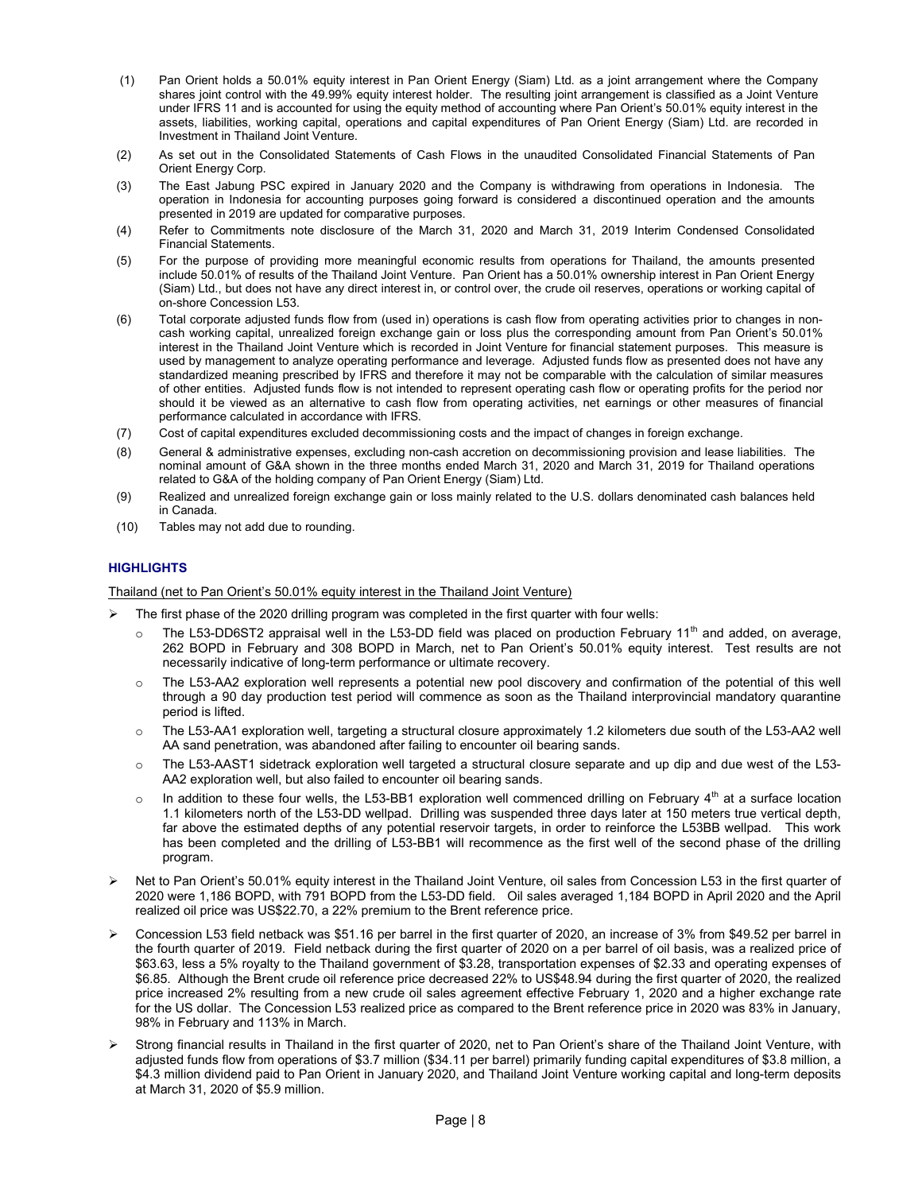(1) Pan Orient holds a 50.01% equity interest in Pan Orient Energy (Siam) Ltd. as a joint arrangement where the Company shares joint control with the 49.99% equity interest holder. The resulting joint arrangement is classified as a Joint Venture under IFRS 11 and is accounted for using the equity method of accounting where Pan Orient's 50.01% equity interest in the assets, liabilities, working capital, operations and capital expenditures of Pan Orient Energy (Siam) Ltd. are recorded in Investment in Thailand Joint Venture.

(2) As set out in the Consolidated Statements of Cash Flows in the unaudited Consolidated Financial Statements of Pan Orient Energy Corp.

(3) The East Jabung PSC expired in January 2020 and the Company is withdrawing from operations in Indonesia. The operation in Indonesia for accounting purposes going forward is considered a discontinued operation and the amounts presented in 2019 are updated for comparative purposes.

(4) Refer to Commitments note disclosure of the March 31, 2020 and March 31, 2019 Interim Condensed Consolidated Financial Statements.

(5) For the purpose of providing more meaningful economic results from operations for Thailand, the amounts presented include 50.01% of results of the Thailand Joint Venture. Pan Orient has a 50.01% ownership interest in Pan Orient Energy (Siam) Ltd., but does not have any direct interest in, or control over, the crude oil reserves, operations or working capital of on-shore Concession L53.

(6) Total corporate adjusted funds flow from (used in) operations is cash flow from operating activities prior to changes in non-cash working capital, unrealized foreign exchange gain or loss plus the corresponding amount from Pan Orient's 50.01% interest in the Thailand Joint Venture which is recorded in Joint Venture for financial statement purposes. This measure is used by management to analyze operating performance and leverage. Adjusted funds flow as presented does not have any standardized meaning prescribed by IFRS and therefore it may not be comparable with the calculation of similar measures of other entities. Adjusted funds flow is not intended to represent operating cash flow or operating profits for the period nor should it be viewed as an alternative to cash flow from operating activities, net earnings or other measures of financial performance calculated in accordance with IFRS.

(7) Cost of capital expenditures excluded decommissioning costs and the impact of changes in foreign exchange.

(8) General & administrative expenses, excluding non-cash accretion on decommissioning provision and lease liabilities. The nominal amount of G&A shown in the three months ended March 31, 2020 and March 31, 2019 for Thailand operations related to G&A of the holding company of Pan Orient Energy (Siam) Ltd.

(9) Realized and unrealized foreign exchange gain or loss mainly related to the U.S. dollars denominated cash balances held in Canada.

(10) Tables may not add due to rounding.

## HIGHLIGHTS

Thailand (net to Pan Orient's 50.01% equity interest in the Thailand Joint Venture)

- The first phase of the 2020 drilling program was completed in the first quarter with four wells:
  - The L53-DD6ST2 appraisal well in the L53-DD field was placed on production February 11th and added, on average, 262 BOPD in February and 308 BOPD in March, net to Pan Orient's 50.01% equity interest. Test results are not necessarily indicative of long-term performance or ultimate recovery.
  - The L53-AA2 exploration well represents a potential new pool discovery and confirmation of the potential of this well through a 90 day production test period will commence as soon as the Thailand interprovincial mandatory quarantine period is lifted.
  - The L53-AA1 exploration well, targeting a structural closure approximately 1.2 kilometers due south of the L53-AA2 well AA sand penetration, was abandoned after failing to encounter oil bearing sands.
  - The L53-AAST1 sidetrack exploration well targeted a structural closure separate and up dip and due west of the L53-AA2 exploration well, but also failed to encounter oil bearing sands.
  - In addition to these four wells, the L53-BB1 exploration well commenced drilling on February 4th at a surface location 1.1 kilometers north of the L53-DD wellpad. Drilling was suspended three days later at 150 meters true vertical depth, far above the estimated depths of any potential reservoir targets, in order to reinforce the L53BB wellpad. This work has been completed and the drilling of L53-BB1 will recommence as the first well of the second phase of the drilling program.
- Net to Pan Orient's 50.01% equity interest in the Thailand Joint Venture, oil sales from Concession L53 in the first quarter of 2020 were 1,186 BOPD, with 791 BOPD from the L53-DD field. Oil sales averaged 1,184 BOPD in April 2020 and the April realized oil price was US$22.70, a 22% premium to the Brent reference price.
- Concession L53 field netback was $51.16 per barrel in the first quarter of 2020, an increase of 3% from $49.52 per barrel in the fourth quarter of 2019. Field netback during the first quarter of 2020 on a per barrel of oil basis, was a realized price of $63.63, less a 5% royalty to the Thailand government of $3.28, transportation expenses of $2.33 and operating expenses of $6.85. Although the Brent crude oil reference price decreased 22% to US$48.94 during the first quarter of 2020, the realized price increased 2% resulting from a new crude oil sales agreement effective February 1, 2020 and a higher exchange rate for the US dollar. The Concession L53 realized price as compared to the Brent reference price in 2020 was 83% in January, 98% in February and 113% in March.
- Strong financial results in Thailand in the first quarter of 2020, net to Pan Orient's share of the Thailand Joint Venture, with adjusted funds flow from operations of $3.7 million ($34.11 per barrel) primarily funding capital expenditures of $3.8 million, a $4.3 million dividend paid to Pan Orient in January 2020, and Thailand Joint Venture working capital and long-term deposits at March 31, 2020 of $5.9 million.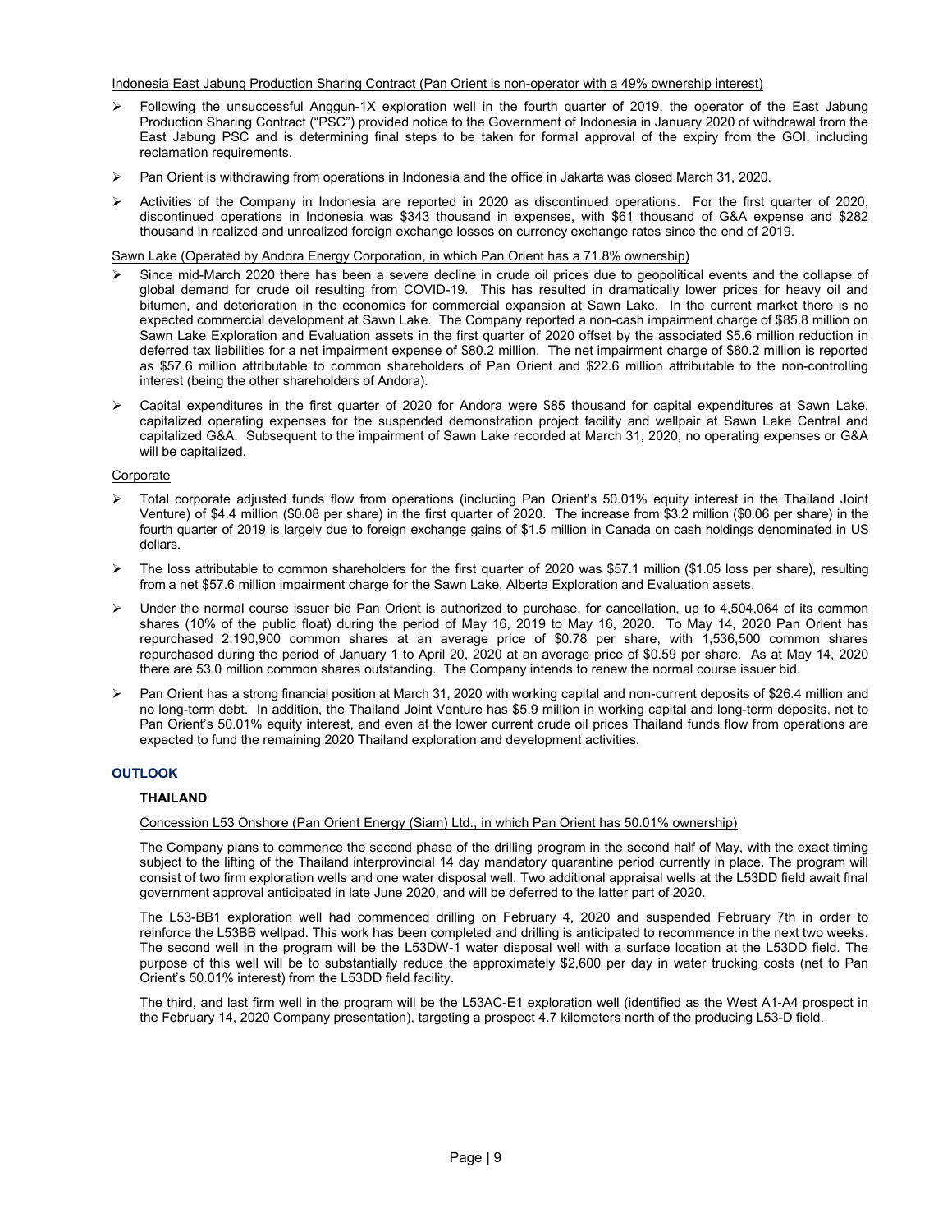Indonesia East Jabung Production Sharing Contract (Pan Orient is non-operator with a 49% ownership interest)

- Following the unsuccessful Anggun-1X exploration well in the fourth quarter of 2019, the operator of the East Jabung Production Sharing Contract ("PSC") provided notice to the Government of Indonesia in January 2020 of withdrawal from the East Jabung PSC and is determining final steps to be taken for formal approval of the expiry from the GOI, including reclamation requirements.
- Pan Orient is withdrawing from operations in Indonesia and the office in Jakarta was closed March 31, 2020.
- Activities of the Company in Indonesia are reported in 2020 as discontinued operations. For the first quarter of 2020, discontinued operations in Indonesia was $343 thousand in expenses, with $61 thousand of G&A expense and $282 thousand in realized and unrealized foreign exchange losses on currency exchange rates since the end of 2019.

Sawn Lake (Operated by Andora Energy Corporation, in which Pan Orient has a 71.8% ownership)

- Since mid-March 2020 there has been a severe decline in crude oil prices due to geopolitical events and the collapse of global demand for crude oil resulting from COVID-19. This has resulted in dramatically lower prices for heavy oil and bitumen, and deterioration in the economics for commercial expansion at Sawn Lake. In the current market there is no expected commercial development at Sawn Lake. The Company reported a non-cash impairment charge of $85.8 million on Sawn Lake Exploration and Evaluation assets in the first quarter of 2020 offset by the associated $5.6 million reduction in deferred tax liabilities for a net impairment expense of $80.2 million. The net impairment charge of $80.2 million is reported as $57.6 million attributable to common shareholders of Pan Orient and $22.6 million attributable to the non-controlling interest (being the other shareholders of Andora).
- Capital expenditures in the first quarter of 2020 for Andora were $85 thousand for capital expenditures at Sawn Lake, capitalized operating expenses for the suspended demonstration project facility and wellpair at Sawn Lake Central and capitalized G&A. Subsequent to the impairment of Sawn Lake recorded at March 31, 2020, no operating expenses or G&A will be capitalized.

Corporate

- Total corporate adjusted funds flow from operations (including Pan Orient's 50.01% equity interest in the Thailand Joint Venture) of $4.4 million ($0.08 per share) in the first quarter of 2020. The increase from $3.2 million ($0.06 per share) in the fourth quarter of 2019 is largely due to foreign exchange gains of $1.5 million in Canada on cash holdings denominated in US dollars.
- The loss attributable to common shareholders for the first quarter of 2020 was $57.1 million ($1.05 loss per share), resulting from a net $57.6 million impairment charge for the Sawn Lake, Alberta Exploration and Evaluation assets.
- Under the normal course issuer bid Pan Orient is authorized to purchase, for cancellation, up to 4,504,064 of its common shares (10% of the public float) during the period of May 16, 2019 to May 16, 2020. To May 14, 2020 Pan Orient has repurchased 2,190,900 common shares at an average price of $0.78 per share, with 1,536,500 common shares repurchased during the period of January 1 to April 20, 2020 at an average price of $0.59 per share. As at May 14, 2020 there are 53.0 million common shares outstanding. The Company intends to renew the normal course issuer bid.
- Pan Orient has a strong financial position at March 31, 2020 with working capital and non-current deposits of $26.4 million and no long-term debt. In addition, the Thailand Joint Venture has $5.9 million in working capital and long-term deposits, net to Pan Orient's 50.01% equity interest, and even at the lower current crude oil prices Thailand funds flow from operations are expected to fund the remaining 2020 Thailand exploration and development activities.

## OUTLOOK

### THAILAND

Concession L53 Onshore (Pan Orient Energy (Siam) Ltd., in which Pan Orient has 50.01% ownership)

The Company plans to commence the second phase of the drilling program in the second half of May, with the exact timing subject to the lifting of the Thailand interprovincial 14 day mandatory quarantine period currently in place. The program will consist of two firm exploration wells and one water disposal well. Two additional appraisal wells at the L53DD field await final government approval anticipated in late June 2020, and will be deferred to the latter part of 2020.

The L53-BB1 exploration well had commenced drilling on February 4, 2020 and suspended February 7th in order to reinforce the L53BB wellpad. This work has been completed and drilling is anticipated to recommence in the next two weeks. The second well in the program will be the L53DW-1 water disposal well with a surface location at the L53DD field. The purpose of this well will be to substantially reduce the approximately $2,600 per day in water trucking costs (net to Pan Orient's 50.01% interest) from the L53DD field facility.

The third, and last firm well in the program will be the L53AC-E1 exploration well (identified as the West A1-A4 prospect in the February 14, 2020 Company presentation), targeting a prospect 4.7 kilometers north of the producing L53-D field.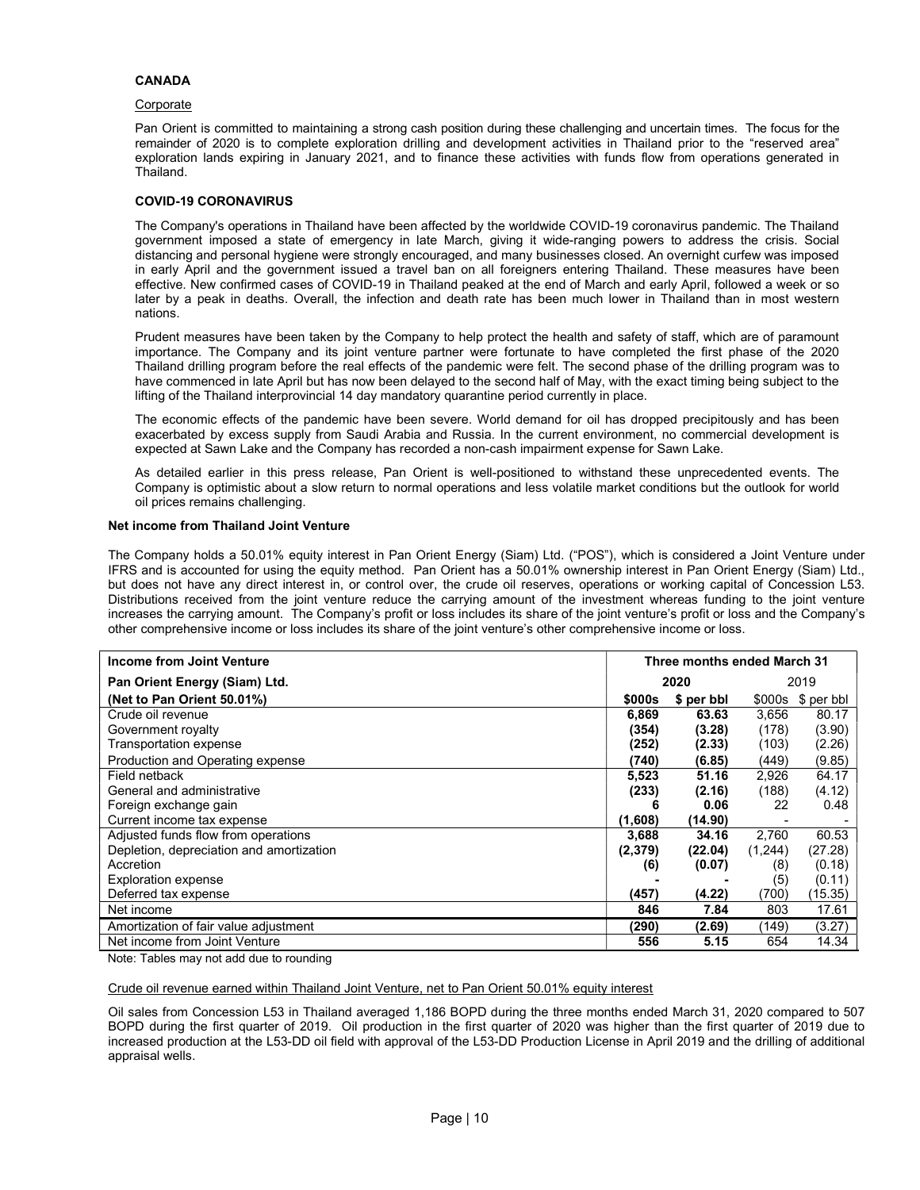## CANADA

Corporate

Pan Orient is committed to maintaining a strong cash position during these challenging and uncertain times. The focus for the remainder of 2020 is to complete exploration drilling and development activities in Thailand prior to the "reserved area" exploration lands expiring in January 2021, and to finance these activities with funds flow from operations generated in Thailand.

## COVID-19 CORONAVIRUS

The Company's operations in Thailand have been affected by the worldwide COVID-19 coronavirus pandemic. The Thailand government imposed a state of emergency in late March, giving it wide-ranging powers to address the crisis. Social distancing and personal hygiene were strongly encouraged, and many businesses closed. An overnight curfew was imposed in early April and the government issued a travel ban on all foreigners entering Thailand. These measures have been effective. New confirmed cases of COVID-19 in Thailand peaked at the end of March and early April, followed a week or so later by a peak in deaths. Overall, the infection and death rate has been much lower in Thailand than in most western nations.

Prudent measures have been taken by the Company to help protect the health and safety of staff, which are of paramount importance. The Company and its joint venture partner were fortunate to have completed the first phase of the 2020 Thailand drilling program before the real effects of the pandemic were felt. The second phase of the drilling program was to have commenced in late April but has now been delayed to the second half of May, with the exact timing being subject to the lifting of the Thailand interprovincial 14 day mandatory quarantine period currently in place.

The economic effects of the pandemic have been severe. World demand for oil has dropped precipitously and has been exacerbated by excess supply from Saudi Arabia and Russia. In the current environment, no commercial development is expected at Sawn Lake and the Company has recorded a non-cash impairment expense for Sawn Lake.

As detailed earlier in this press release, Pan Orient is well-positioned to withstand these unprecedented events. The Company is optimistic about a slow return to normal operations and less volatile market conditions but the outlook for world oil prices remains challenging.

### Net income from Thailand Joint Venture

The Company holds a 50.01% equity interest in Pan Orient Energy (Siam) Ltd. ("POS"), which is considered a Joint Venture under IFRS and is accounted for using the equity method. Pan Orient has a 50.01% ownership interest in Pan Orient Energy (Siam) Ltd., but does not have any direct interest in, or control over, the crude oil reserves, operations or working capital of Concession L53. Distributions received from the joint venture reduce the carrying amount of the investment whereas funding to the joint venture increases the carrying amount. The Company's profit or loss includes its share of the joint venture's profit or loss and the Company's other comprehensive income or loss includes its share of the joint venture's other comprehensive income or loss.

| Income from Joint Venture | Three months ended March 31 | | | |
|---|---|---|---|---|
| Pan Orient Energy (Siam) Ltd. | 2020 | | 2019 | |
| (Net to Pan Orient 50.01%) | $000s | $ per bbl | $000s | $ per bbl |
| Crude oil revenue | 6,869 | 63.63 | 3,656 | 80.17 |
| Government royalty | (354) | (3.28) | (178) | (3.90) |
| Transportation expense | (252) | (2.33) | (103) | (2.26) |
| Production and Operating expense | (740) | (6.85) | (449) | (9.85) |
| Field netback | 5,523 | 51.16 | 2,926 | 64.17 |
| General and administrative | (233) | (2.16) | (188) | (4.12) |
| Foreign exchange gain | 6 | 0.06 | 22 | 0.48 |
| Current income tax expense | (1,608) | (14.90) | - | - |
| Adjusted funds flow from operations | 3,688 | 34.16 | 2,760 | 60.53 |
| Depletion, depreciation and amortization | (2,379) | (22.04) | (1,244) | (27.28) |
| Accretion | (6) | (0.07) | (8) | (0.18) |
| Exploration expense | - | - | (5) | (0.11) |
| Deferred tax expense | (457) | (4.22) | (700) | (15.35) |
| Net income | 846 | 7.84 | 803 | 17.61 |
| Amortization of fair value adjustment | (290) | (2.69) | (149) | (3.27) |
| Net income from Joint Venture | 556 | 5.15 | 654 | 14.34 |

Note: Tables may not add due to rounding

Crude oil revenue earned within Thailand Joint Venture, net to Pan Orient 50.01% equity interest

Oil sales from Concession L53 in Thailand averaged 1,186 BOPD during the three months ended March 31, 2020 compared to 507 BOPD during the first quarter of 2019. Oil production in the first quarter of 2020 was higher than the first quarter of 2019 due to increased production at the L53-DD oil field with approval of the L53-DD Production License in April 2019 and the drilling of additional appraisal wells.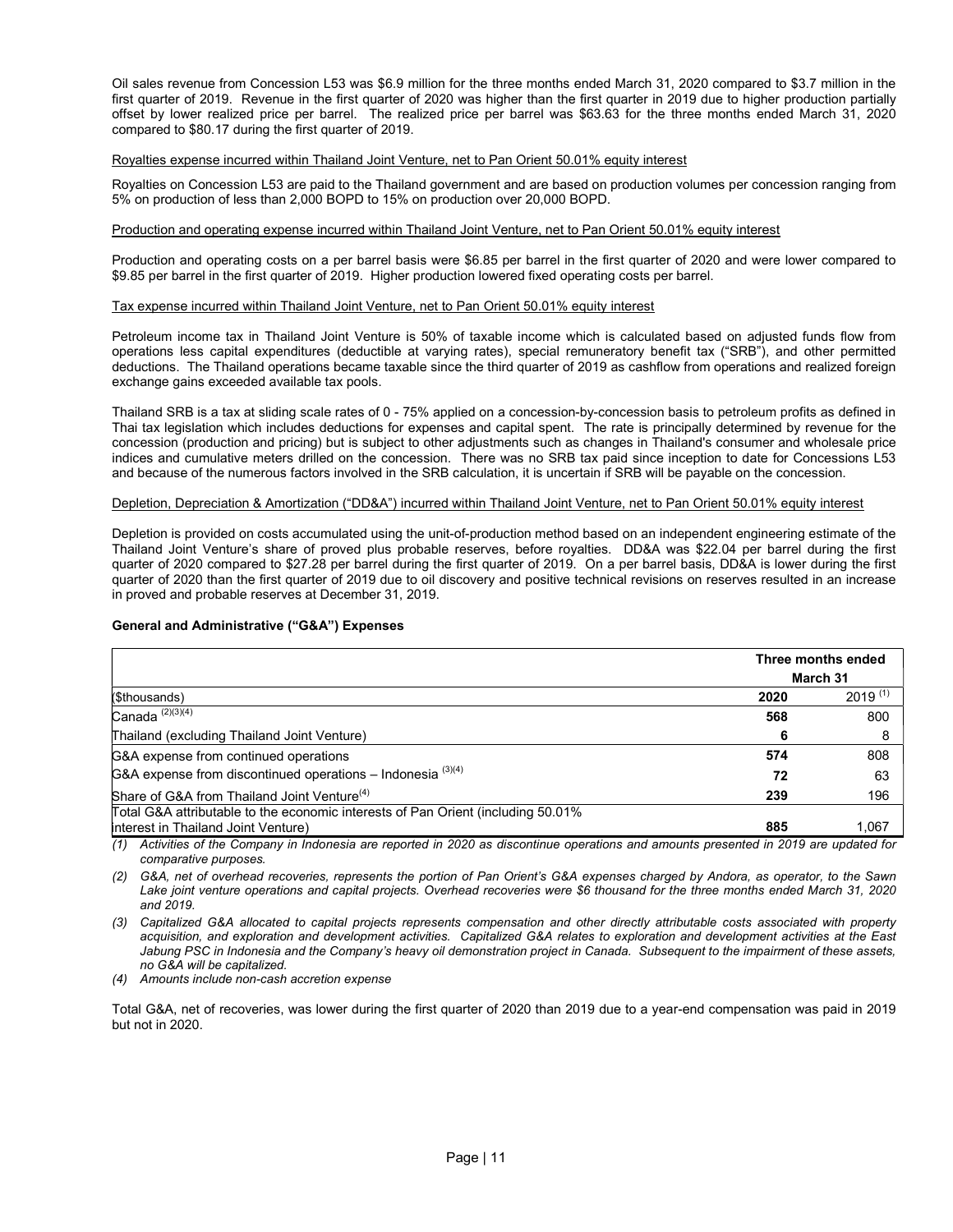Oil sales revenue from Concession L53 was $6.9 million for the three months ended March 31, 2020 compared to $3.7 million in the first quarter of 2019. Revenue in the first quarter of 2020 was higher than the first quarter in 2019 due to higher production partially offset by lower realized price per barrel. The realized price per barrel was $63.63 for the three months ended March 31, 2020 compared to $80.17 during the first quarter of 2019.

Royalties expense incurred within Thailand Joint Venture, net to Pan Orient 50.01% equity interest

Royalties on Concession L53 are paid to the Thailand government and are based on production volumes per concession ranging from 5% on production of less than 2,000 BOPD to 15% on production over 20,000 BOPD.

Production and operating expense incurred within Thailand Joint Venture, net to Pan Orient 50.01% equity interest

Production and operating costs on a per barrel basis were $6.85 per barrel in the first quarter of 2020 and were lower compared to $9.85 per barrel in the first quarter of 2019. Higher production lowered fixed operating costs per barrel.

Tax expense incurred within Thailand Joint Venture, net to Pan Orient 50.01% equity interest

Petroleum income tax in Thailand Joint Venture is 50% of taxable income which is calculated based on adjusted funds flow from operations less capital expenditures (deductible at varying rates), special remuneratory benefit tax ("SRB"), and other permitted deductions. The Thailand operations became taxable since the third quarter of 2019 as cashflow from operations and realized foreign exchange gains exceeded available tax pools.

Thailand SRB is a tax at sliding scale rates of 0 - 75% applied on a concession-by-concession basis to petroleum profits as defined in Thai tax legislation which includes deductions for expenses and capital spent. The rate is principally determined by revenue for the concession (production and pricing) but is subject to other adjustments such as changes in Thailand's consumer and wholesale price indices and cumulative meters drilled on the concession. There was no SRB tax paid since inception to date for Concessions L53 and because of the numerous factors involved in the SRB calculation, it is uncertain if SRB will be payable on the concession.

Depletion, Depreciation & Amortization ("DD&A") incurred within Thailand Joint Venture, net to Pan Orient 50.01% equity interest

Depletion is provided on costs accumulated using the unit-of-production method based on an independent engineering estimate of the Thailand Joint Venture's share of proved plus probable reserves, before royalties. DD&A was $22.04 per barrel during the first quarter of 2020 compared to $27.28 per barrel during the first quarter of 2019. On a per barrel basis, DD&A is lower during the first quarter of 2020 than the first quarter of 2019 due to oil discovery and positive technical revisions on reserves resulted in an increase in proved and probable reserves at December 31, 2019.

**General and Administrative ("G&A") Expenses**

| | Three months ended March 31 | |
|---|---|---|
| ($thousands) | **2020** | 2019 [(1)] |
| Canada [(2)(3)(4)] | **568** | 800 |
| Thailand (excluding Thailand Joint Venture) | **6** | 8 |
| G&A expense from continued operations | **574** | 808 |
| G&A expense from discontinued operations – Indonesia [(3)(4)] | **72** | 63 |
| Share of G&A from Thailand Joint Venture[(4)] | **239** | 196 |
| Total G&A attributable to the economic interests of Pan Orient (including 50.01% interest in Thailand Joint Venture) | **885** | 1,067 |

*(1) Activities of the Company in Indonesia are reported in 2020 as discontinue operations and amounts presented in 2019 are updated for comparative purposes.*

*(2) G&A, net of overhead recoveries, represents the portion of Pan Orient's G&A expenses charged by Andora, as operator, to the Sawn Lake joint venture operations and capital projects. Overhead recoveries were $6 thousand for the three months ended March 31, 2020 and 2019.*

*(3) Capitalized G&A allocated to capital projects represents compensation and other directly attributable costs associated with property acquisition, and exploration and development activities. Capitalized G&A relates to exploration and development activities at the East Jabung PSC in Indonesia and the Company's heavy oil demonstration project in Canada. Subsequent to the impairment of these assets, no G&A will be capitalized.*

*(4) Amounts include non-cash accretion expense*

Total G&A, net of recoveries, was lower during the first quarter of 2020 than 2019 due to a year-end compensation was paid in 2019 but not in 2020.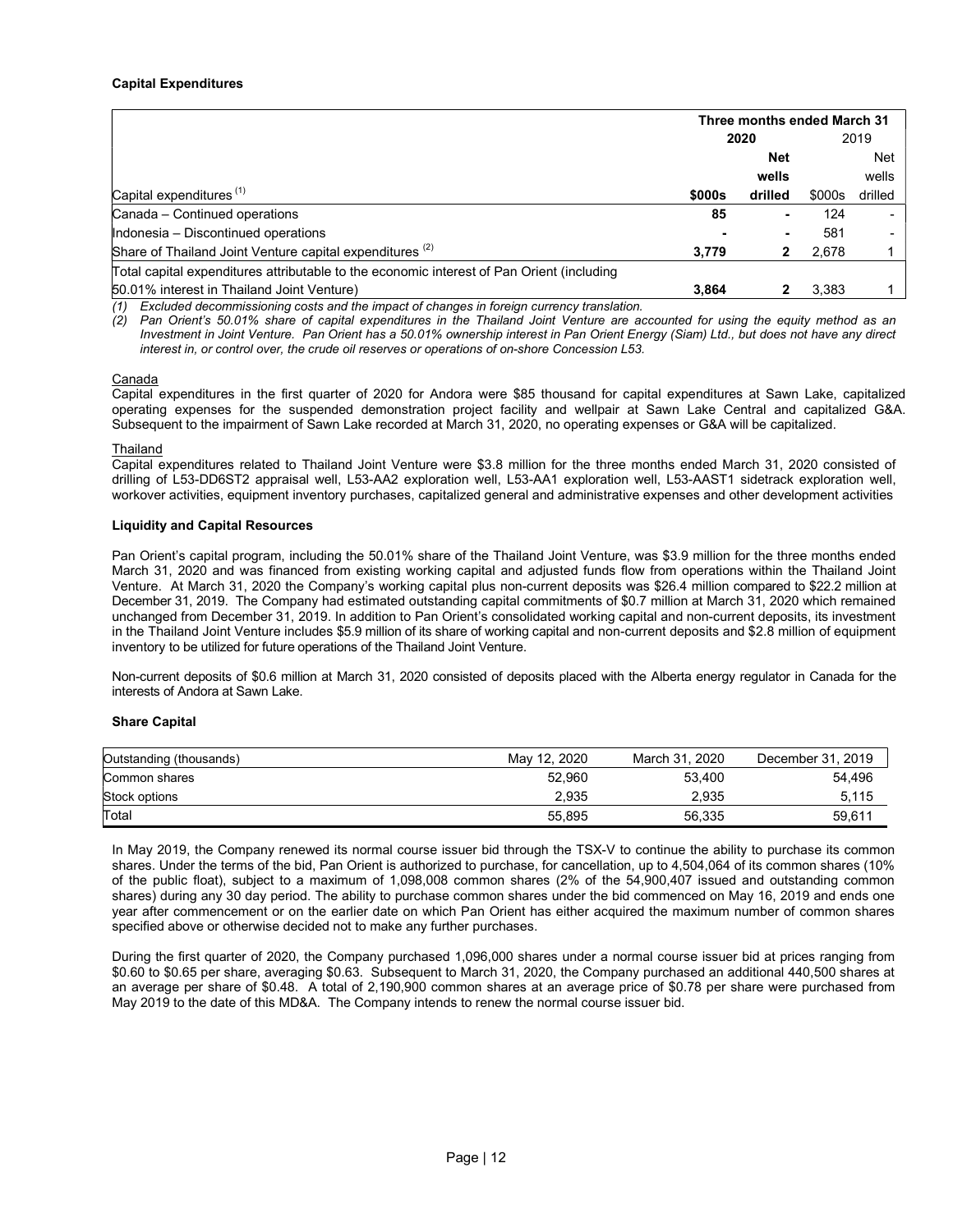**Capital Expenditures**

| | Three months ended March 31 | | | |
|---|---|---|---|---|
| | **2020** | | 2019 | |
| Capital expenditures [(1)] | **$000s** | **Net wells drilled** | $000s | Net wells drilled |
| Canada – Continued operations | **85** | **-** | 124 | - |
| Indonesia – Discontinued operations | **-** | **-** | 581 | - |
| Share of Thailand Joint Venture capital expenditures [(2)] | **3,779** | **2** | 2,678 | 1 |
| Total capital expenditures attributable to the economic interest of Pan Orient (including 50.01% interest in Thailand Joint Venture) | **3,864** | **2** | 3,383 | 1 |

*(1) Excluded decommissioning costs and the impact of changes in foreign currency translation.*

*(2) Pan Orient's 50.01% share of capital expenditures in the Thailand Joint Venture are accounted for using the equity method as an Investment in Joint Venture. Pan Orient has a 50.01% ownership interest in Pan Orient Energy (Siam) Ltd., but does not have any direct interest in, or control over, the crude oil reserves or operations of on-shore Concession L53.*

Canada

Capital expenditures in the first quarter of 2020 for Andora were $85 thousand for capital expenditures at Sawn Lake, capitalized operating expenses for the suspended demonstration project facility and wellpair at Sawn Lake Central and capitalized G&A. Subsequent to the impairment of Sawn Lake recorded at March 31, 2020, no operating expenses or G&A will be capitalized.

Thailand

Capital expenditures related to Thailand Joint Venture were $3.8 million for the three months ended March 31, 2020 consisted of drilling of L53-DD6ST2 appraisal well, L53-AA2 exploration well, L53-AA1 exploration well, L53-AAST1 sidetrack exploration well, workover activities, equipment inventory purchases, capitalized general and administrative expenses and other development activities

**Liquidity and Capital Resources**

Pan Orient's capital program, including the 50.01% share of the Thailand Joint Venture, was $3.9 million for the three months ended March 31, 2020 and was financed from existing working capital and adjusted funds flow from operations within the Thailand Joint Venture. At March 31, 2020 the Company's working capital plus non-current deposits was $26.4 million compared to $22.2 million at December 31, 2019. The Company had estimated outstanding capital commitments of $0.7 million at March 31, 2020 which remained unchanged from December 31, 2019. In addition to Pan Orient's consolidated working capital and non-current deposits, its investment in the Thailand Joint Venture includes $5.9 million of its share of working capital and non-current deposits and $2.8 million of equipment inventory to be utilized for future operations of the Thailand Joint Venture.

Non-current deposits of $0.6 million at March 31, 2020 consisted of deposits placed with the Alberta energy regulator in Canada for the interests of Andora at Sawn Lake.

**Share Capital**

| Outstanding (thousands) | May 12, 2020 | March 31, 2020 | December 31, 2019 |
|---|---|---|---|
| Common shares | 52,960 | 53,400 | 54,496 |
| Stock options | 2,935 | 2,935 | 5,115 |
| Total | 55,895 | 56,335 | 59,611 |

In May 2019, the Company renewed its normal course issuer bid through the TSX-V to continue the ability to purchase its common shares. Under the terms of the bid, Pan Orient is authorized to purchase, for cancellation, up to 4,504,064 of its common shares (10% of the public float), subject to a maximum of 1,098,008 common shares (2% of the 54,900,407 issued and outstanding common shares) during any 30 day period. The ability to purchase common shares under the bid commenced on May 16, 2019 and ends one year after commencement or on the earlier date on which Pan Orient has either acquired the maximum number of common shares specified above or otherwise decided not to make any further purchases.

During the first quarter of 2020, the Company purchased 1,096,000 shares under a normal course issuer bid at prices ranging from $0.60 to $0.65 per share, averaging $0.63. Subsequent to March 31, 2020, the Company purchased an additional 440,500 shares at an average per share of $0.48. A total of 2,190,900 common shares at an average price of $0.78 per share were purchased from May 2019 to the date of this MD&A. The Company intends to renew the normal course issuer bid.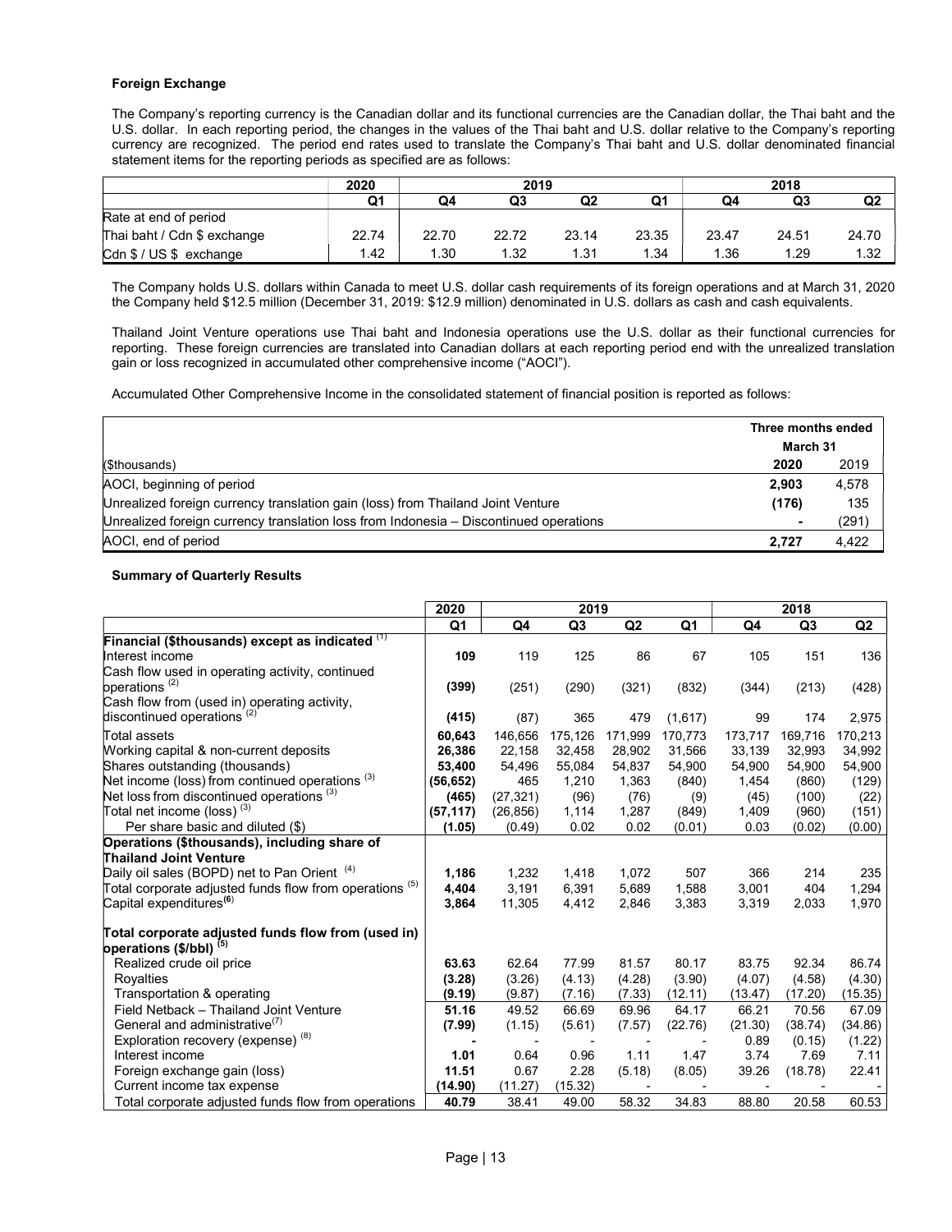### Foreign Exchange

The Company's reporting currency is the Canadian dollar and its functional currencies are the Canadian dollar, the Thai baht and the U.S. dollar. In each reporting period, the changes in the values of the Thai baht and U.S. dollar relative to the Company's reporting currency are recognized. The period end rates used to translate the Company's Thai baht and U.S. dollar denominated financial statement items for the reporting periods as specified are as follows:

| | 2020 | 2019 | | | | 2018 | | |
|---|---|---|---|---|---|---|---|---|
| | Q1 | Q4 | Q3 | Q2 | Q1 | Q4 | Q3 | Q2 |
| Rate at end of period | | | | | | | | |
| Thai baht / Cdn $ exchange | 22.74 | 22.70 | 22.72 | 23.14 | 23.35 | 23.47 | 24.51 | 24.70 |
| Cdn $ / US $ exchange | 1.42 | 1.30 | 1.32 | 1.31 | 1.34 | 1.36 | 1.29 | 1.32 |

The Company holds U.S. dollars within Canada to meet U.S. dollar cash requirements of its foreign operations and at March 31, 2020 the Company held $12.5 million (December 31, 2019: $12.9 million) denominated in U.S. dollars as cash and cash equivalents.

Thailand Joint Venture operations use Thai baht and Indonesia operations use the U.S. dollar as their functional currencies for reporting. These foreign currencies are translated into Canadian dollars at each reporting period end with the unrealized translation gain or loss recognized in accumulated other comprehensive income ("AOCI").

Accumulated Other Comprehensive Income in the consolidated statement of financial position is reported as follows:

| | Three months ended March 31 | |
|---|---|---|
| ($thousands) | **2020** | 2019 |
| AOCI, beginning of period | **2,903** | 4,578 |
| Unrealized foreign currency translation gain (loss) from Thailand Joint Venture | **(176)** | 135 |
| Unrealized foreign currency translation loss from Indonesia – Discontinued operations | **-** | (291) |
| AOCI, end of period | **2,727** | 4,422 |

### Summary of Quarterly Results

| | 2020 | 2019 | | | | 2018 | | |
|---|---|---|---|---|---|---|---|---|
| | Q1 | Q4 | Q3 | Q2 | Q1 | Q4 | Q3 | Q2 |
| **Financial ($thousands) except as indicated** [(1)] | | | | | | | | |
| Interest income | **109** | 119 | 125 | 86 | 67 | 105 | 151 | 136 |
| Cash flow used in operating activity, continued operations [(2)] | **(399)** | (251) | (290) | (321) | (832) | (344) | (213) | (428) |
| Cash flow from (used in) operating activity, discontinued operations [(2)] | **(415)** | (87) | 365 | 479 | (1,617) | 99 | 174 | 2,975 |
| Total assets | **60,643** | 146,656 | 175,126 | 171,999 | 170,773 | 173,717 | 169,716 | 170,213 |
| Working capital & non-current deposits | **26,386** | 22,158 | 32,458 | 28,902 | 31,566 | 33,139 | 32,993 | 34,992 |
| Shares outstanding (thousands) | **53,400** | 54,496 | 55,084 | 54,837 | 54,900 | 54,900 | 54,900 | 54,900 |
| Net income (loss) from continued operations [(3)] | **(56,652)** | 465 | 1,210 | 1,363 | (840) | 1,454 | (860) | (129) |
| Net loss from discontinued operations [(3)] | **(465)** | (27,321) | (96) | (76) | (9) | (45) | (100) | (22) |
| Total net income (loss) [(3)] | **(57,117)** | (26,856) | 1,114 | 1,287 | (849) | 1,409 | (960) | (151) |
| Per share basic and diluted ($) | **(1.05)** | (0.49) | 0.02 | 0.02 | (0.01) | 0.03 | (0.02) | (0.00) |
| **Operations ($thousands), including share of Thailand Joint Venture** | | | | | | | | |
| Daily oil sales (BOPD) net to Pan Orient [(4)] | **1,186** | 1,232 | 1,418 | 1,072 | 507 | 366 | 214 | 235 |
| Total corporate adjusted funds flow from operations [(5)] | **4,404** | 3,191 | 6,391 | 5,689 | 1,588 | 3,001 | 404 | 1,294 |
| Capital expenditures[(6)] | **3,864** | 11,305 | 4,412 | 2,846 | 3,383 | 3,319 | 2,033 | 1,970 |
| **Total corporate adjusted funds flow from (used in) operations ($/bbl)** [(5)] | | | | | | | | |
| Realized crude oil price | **63.63** | 62.64 | 77.99 | 81.57 | 80.17 | 83.75 | 92.34 | 86.74 |
| Royalties | **(3.28)** | (3.26) | (4.13) | (4.28) | (3.90) | (4.07) | (4.58) | (4.30) |
| Transportation & operating | **(9.19)** | (9.87) | (7.16) | (7.33) | (12.11) | (13.47) | (17.20) | (15.35) |
| Field Netback – Thailand Joint Venture | **51.16** | 49.52 | 66.69 | 69.96 | 64.17 | 66.21 | 70.56 | 67.09 |
| General and administrative[(7)] | **(7.99)** | (1.15) | (5.61) | (7.57) | (22.76) | (21.30) | (38.74) | (34.86) |
| Exploration recovery (expense) [(8)] | **-** | - | - | - | - | 0.89 | (0.15) | (1.22) |
| Interest income | **1.01** | 0.64 | 0.96 | 1.11 | 1.47 | 3.74 | 7.69 | 7.11 |
| Foreign exchange gain (loss) | **11.51** | 0.67 | 2.28 | (5.18) | (8.05) | 39.26 | (18.78) | 22.41 |
| Current income tax expense | **(14.90)** | (11.27) | (15.32) | - | - | - | - | - |
| Total corporate adjusted funds flow from operations | **40.79** | 38.41 | 49.00 | 58.32 | 34.83 | 88.80 | 20.58 | 60.53 |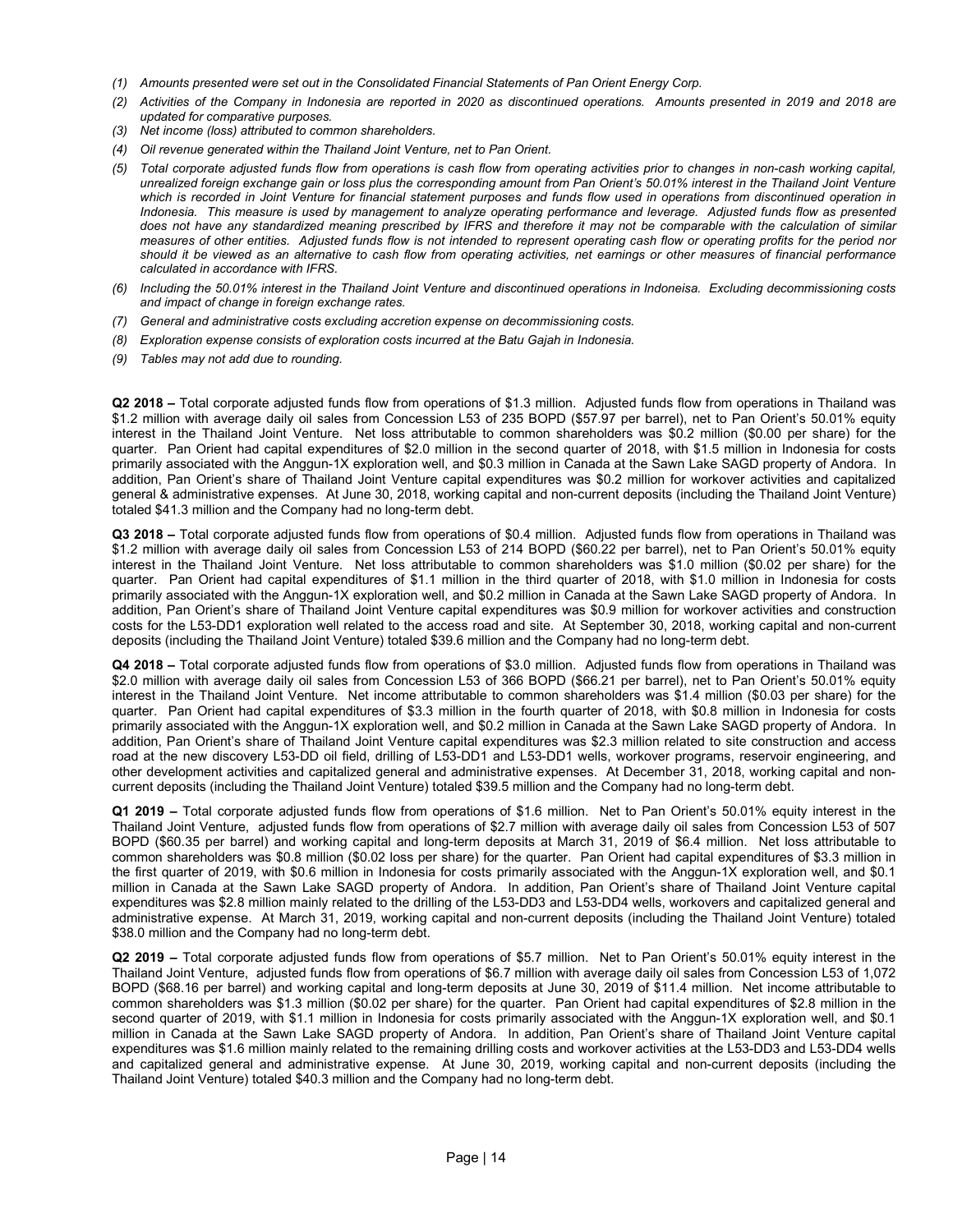*(1) Amounts presented were set out in the Consolidated Financial Statements of Pan Orient Energy Corp.*

*(2) Activities of the Company in Indonesia are reported in 2020 as discontinued operations. Amounts presented in 2019 and 2018 are updated for comparative purposes.*

*(3) Net income (loss) attributed to common shareholders.*

*(4) Oil revenue generated within the Thailand Joint Venture, net to Pan Orient.*

*(5) Total corporate adjusted funds flow from operations is cash flow from operating activities prior to changes in non-cash working capital, unrealized foreign exchange gain or loss plus the corresponding amount from Pan Orient's 50.01% interest in the Thailand Joint Venture which is recorded in Joint Venture for financial statement purposes and funds flow used in operations from discontinued operation in Indonesia. This measure is used by management to analyze operating performance and leverage. Adjusted funds flow as presented does not have any standardized meaning prescribed by IFRS and therefore it may not be comparable with the calculation of similar measures of other entities. Adjusted funds flow is not intended to represent operating cash flow or operating profits for the period nor should it be viewed as an alternative to cash flow from operating activities, net earnings or other measures of financial performance calculated in accordance with IFRS.*

*(6) Including the 50.01% interest in the Thailand Joint Venture and discontinued operations in Indoneisa. Excluding decommissioning costs and impact of change in foreign exchange rates.*

*(7) General and administrative costs excluding accretion expense on decommissioning costs.*

*(8) Exploration expense consists of exploration costs incurred at the Batu Gajah in Indonesia.*

*(9) Tables may not add due to rounding.*

**Q2 2018 –** Total corporate adjusted funds flow from operations of $1.3 million. Adjusted funds flow from operations in Thailand was $1.2 million with average daily oil sales from Concession L53 of 235 BOPD ($57.97 per barrel), net to Pan Orient's 50.01% equity interest in the Thailand Joint Venture. Net loss attributable to common shareholders was $0.2 million ($0.00 per share) for the quarter. Pan Orient had capital expenditures of $2.0 million in the second quarter of 2018, with $1.5 million in Indonesia for costs primarily associated with the Anggun-1X exploration well, and $0.3 million in Canada at the Sawn Lake SAGD property of Andora. In addition, Pan Orient's share of Thailand Joint Venture capital expenditures was $0.2 million for workover activities and capitalized general & administrative expenses. At June 30, 2018, working capital and non-current deposits (including the Thailand Joint Venture) totaled $41.3 million and the Company had no long-term debt.

**Q3 2018 –** Total corporate adjusted funds flow from operations of $0.4 million. Adjusted funds flow from operations in Thailand was $1.2 million with average daily oil sales from Concession L53 of 214 BOPD ($60.22 per barrel), net to Pan Orient's 50.01% equity interest in the Thailand Joint Venture. Net loss attributable to common shareholders was $1.0 million ($0.02 per share) for the quarter. Pan Orient had capital expenditures of $1.1 million in the third quarter of 2018, with $1.0 million in Indonesia for costs primarily associated with the Anggun-1X exploration well, and $0.2 million in Canada at the Sawn Lake SAGD property of Andora. In addition, Pan Orient's share of Thailand Joint Venture capital expenditures was $0.9 million for workover activities and construction costs for the L53-DD1 exploration well related to the access road and site. At September 30, 2018, working capital and non-current deposits (including the Thailand Joint Venture) totaled $39.6 million and the Company had no long-term debt.

**Q4 2018 –** Total corporate adjusted funds flow from operations of $3.0 million. Adjusted funds flow from operations in Thailand was $2.0 million with average daily oil sales from Concession L53 of 366 BOPD ($66.21 per barrel), net to Pan Orient's 50.01% equity interest in the Thailand Joint Venture. Net income attributable to common shareholders was $1.4 million ($0.03 per share) for the quarter. Pan Orient had capital expenditures of $3.3 million in the fourth quarter of 2018, with $0.8 million in Indonesia for costs primarily associated with the Anggun-1X exploration well, and $0.2 million in Canada at the Sawn Lake SAGD property of Andora. In addition, Pan Orient's share of Thailand Joint Venture capital expenditures was $2.3 million related to site construction and access road at the new discovery L53-DD oil field, drilling of L53-DD1 and L53-DD1 wells, workover programs, reservoir engineering, and other development activities and capitalized general and administrative expenses. At December 31, 2018, working capital and non-current deposits (including the Thailand Joint Venture) totaled $39.5 million and the Company had no long-term debt.

**Q1 2019 –** Total corporate adjusted funds flow from operations of $1.6 million. Net to Pan Orient's 50.01% equity interest in the Thailand Joint Venture, adjusted funds flow from operations of $2.7 million with average daily oil sales from Concession L53 of 507 BOPD ($60.35 per barrel) and working capital and long-term deposits at March 31, 2019 of $6.4 million. Net loss attributable to common shareholders was $0.8 million ($0.02 loss per share) for the quarter. Pan Orient had capital expenditures of $3.3 million in the first quarter of 2019, with $0.6 million in Indonesia for costs primarily associated with the Anggun-1X exploration well, and $0.1 million in Canada at the Sawn Lake SAGD property of Andora. In addition, Pan Orient's share of Thailand Joint Venture capital expenditures was $2.8 million mainly related to the drilling of the L53-DD3 and L53-DD4 wells, workovers and capitalized general and administrative expense. At March 31, 2019, working capital and non-current deposits (including the Thailand Joint Venture) totaled $38.0 million and the Company had no long-term debt.

**Q2 2019 –** Total corporate adjusted funds flow from operations of $5.7 million. Net to Pan Orient's 50.01% equity interest in the Thailand Joint Venture, adjusted funds flow from operations of $6.7 million with average daily oil sales from Concession L53 of 1,072 BOPD ($68.16 per barrel) and working capital and long-term deposits at June 30, 2019 of $11.4 million. Net income attributable to common shareholders was $1.3 million ($0.02 per share) for the quarter. Pan Orient had capital expenditures of $2.8 million in the second quarter of 2019, with $1.1 million in Indonesia for costs primarily associated with the Anggun-1X exploration well, and $0.1 million in Canada at the Sawn Lake SAGD property of Andora. In addition, Pan Orient's share of Thailand Joint Venture capital expenditures was $1.6 million mainly related to the remaining drilling costs and workover activities at the L53-DD3 and L53-DD4 wells and capitalized general and administrative expense. At June 30, 2019, working capital and non-current deposits (including the Thailand Joint Venture) totaled $40.3 million and the Company had no long-term debt.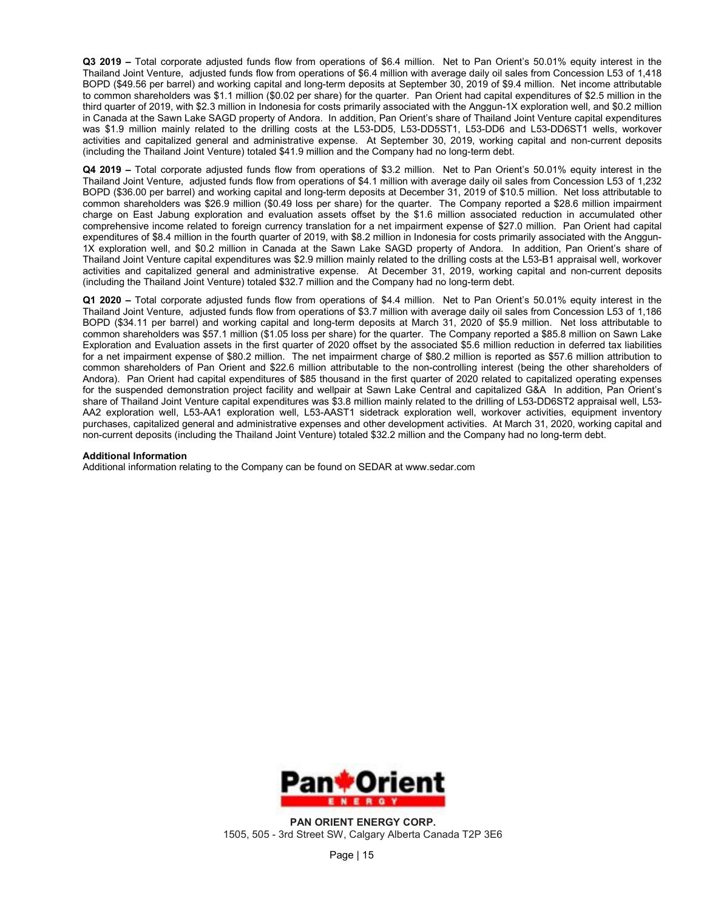**Q3 2019 –** Total corporate adjusted funds flow from operations of $6.4 million. Net to Pan Orient's 50.01% equity interest in the Thailand Joint Venture, adjusted funds flow from operations of $6.4 million with average daily oil sales from Concession L53 of 1,418 BOPD ($49.56 per barrel) and working capital and long-term deposits at September 30, 2019 of $9.4 million. Net income attributable to common shareholders was $1.1 million ($0.02 per share) for the quarter. Pan Orient had capital expenditures of $2.5 million in the third quarter of 2019, with $2.3 million in Indonesia for costs primarily associated with the Anggun-1X exploration well, and $0.2 million in Canada at the Sawn Lake SAGD property of Andora. In addition, Pan Orient's share of Thailand Joint Venture capital expenditures was $1.9 million mainly related to the drilling costs at the L53-DD5, L53-DD5ST1, L53-DD6 and L53-DD6ST1 wells, workover activities and capitalized general and administrative expense. At September 30, 2019, working capital and non-current deposits (including the Thailand Joint Venture) totaled $41.9 million and the Company had no long-term debt.

**Q4 2019 –** Total corporate adjusted funds flow from operations of $3.2 million. Net to Pan Orient's 50.01% equity interest in the Thailand Joint Venture, adjusted funds flow from operations of $4.1 million with average daily oil sales from Concession L53 of 1,232 BOPD ($36.00 per barrel) and working capital and long-term deposits at December 31, 2019 of $10.5 million. Net loss attributable to common shareholders was $26.9 million ($0.49 loss per share) for the quarter. The Company reported a $28.6 million impairment charge on East Jabung exploration and evaluation assets offset by the $1.6 million associated reduction in accumulated other comprehensive income related to foreign currency translation for a net impairment expense of $27.0 million. Pan Orient had capital expenditures of $8.4 million in the fourth quarter of 2019, with $8.2 million in Indonesia for costs primarily associated with the Anggun-1X exploration well, and $0.2 million in Canada at the Sawn Lake SAGD property of Andora. In addition, Pan Orient's share of Thailand Joint Venture capital expenditures was $2.9 million mainly related to the drilling costs at the L53-B1 appraisal well, workover activities and capitalized general and administrative expense. At December 31, 2019, working capital and non-current deposits (including the Thailand Joint Venture) totaled $32.7 million and the Company had no long-term debt.

**Q1 2020 –** Total corporate adjusted funds flow from operations of $4.4 million. Net to Pan Orient's 50.01% equity interest in the Thailand Joint Venture, adjusted funds flow from operations of $3.7 million with average daily oil sales from Concession L53 of 1,186 BOPD ($34.11 per barrel) and working capital and long-term deposits at March 31, 2020 of $5.9 million. Net loss attributable to common shareholders was $57.1 million ($1.05 loss per share) for the quarter. The Company reported a $85.8 million on Sawn Lake Exploration and Evaluation assets in the first quarter of 2020 offset by the associated $5.6 million reduction in deferred tax liabilities for a net impairment expense of $80.2 million. The net impairment charge of $80.2 million is reported as $57.6 million attribution to common shareholders of Pan Orient and $22.6 million attributable to the non-controlling interest (being the other shareholders of Andora). Pan Orient had capital expenditures of $85 thousand in the first quarter of 2020 related to capitalized operating expenses for the suspended demonstration project facility and wellpair at Sawn Lake Central and capitalized G&A In addition, Pan Orient's share of Thailand Joint Venture capital expenditures was $3.8 million mainly related to the drilling of L53-DD6ST2 appraisal well, L53-AA2 exploration well, L53-AA1 exploration well, L53-AAST1 sidetrack exploration well, workover activities, equipment inventory purchases, capitalized general and administrative expenses and other development activities. At March 31, 2020, working capital and non-current deposits (including the Thailand Joint Venture) totaled $32.2 million and the Company had no long-term debt.

**Additional Information**

Additional information relating to the Company can be found on SEDAR at www.sedar.com

Pan Orient ENERGY

**PAN ORIENT ENERGY CORP.**
1505, 505 - 3rd Street SW, Calgary Alberta Canada T2P 3E6